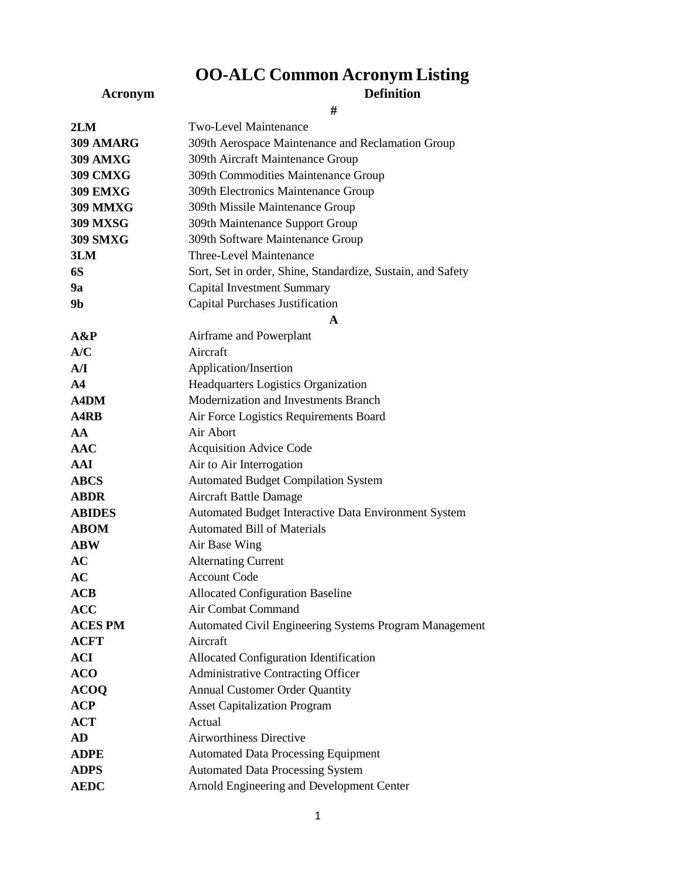# OO-ALC Common Acronym Listing

| Acronym | Definition |
|---|---|
| | **#** |
| **2LM** | Two-Level Maintenance |
| **309 AMARG** | 309th Aerospace Maintenance and Reclamation Group |
| **309 AMXG** | 309th Aircraft Maintenance Group |
| **309 CMXG** | 309th Commodities Maintenance Group |
| **309 EMXG** | 309th Electronics Maintenance Group |
| **309 MMXG** | 309th Missile Maintenance Group |
| **309 MXSG** | 309th Maintenance Support Group |
| **309 SMXG** | 309th Software Maintenance Group |
| **3LM** | Three-Level Maintenance |
| **6S** | Sort, Set in order, Shine, Standardize, Sustain, and Safety |
| **9a** | Capital Investment Summary |
| **9b** | Capital Purchases Justification |
| | **A** |
| **A&P** | Airframe and Powerplant |
| **A/C** | Aircraft |
| **A/I** | Application/Insertion |
| **A4** | Headquarters Logistics Organization |
| **A4DM** | Modernization and Investments Branch |
| **A4RB** | Air Force Logistics Requirements Board |
| **AA** | Air Abort |
| **AAC** | Acquisition Advice Code |
| **AAI** | Air to Air Interrogation |
| **ABCS** | Automated Budget Compilation System |
| **ABDR** | Aircraft Battle Damage |
| **ABIDES** | Automated Budget Interactive Data Environment System |
| **ABOM** | Automated Bill of Materials |
| **ABW** | Air Base Wing |
| **AC** | Alternating Current |
| **AC** | Account Code |
| **ACB** | Allocated Configuration Baseline |
| **ACC** | Air Combat Command |
| **ACES PM** | Automated Civil Engineering Systems Program Management |
| **ACFT** | Aircraft |
| **ACI** | Allocated Configuration Identification |
| **ACO** | Administrative Contracting Officer |
| **ACOQ** | Annual Customer Order Quantity |
| **ACP** | Asset Capitalization Program |
| **ACT** | Actual |
| **AD** | Airworthiness Directive |
| **ADPE** | Automated Data Processing Equipment |
| **ADPS** | Automated Data Processing System |
| **AEDC** | Arnold Engineering and Development Center |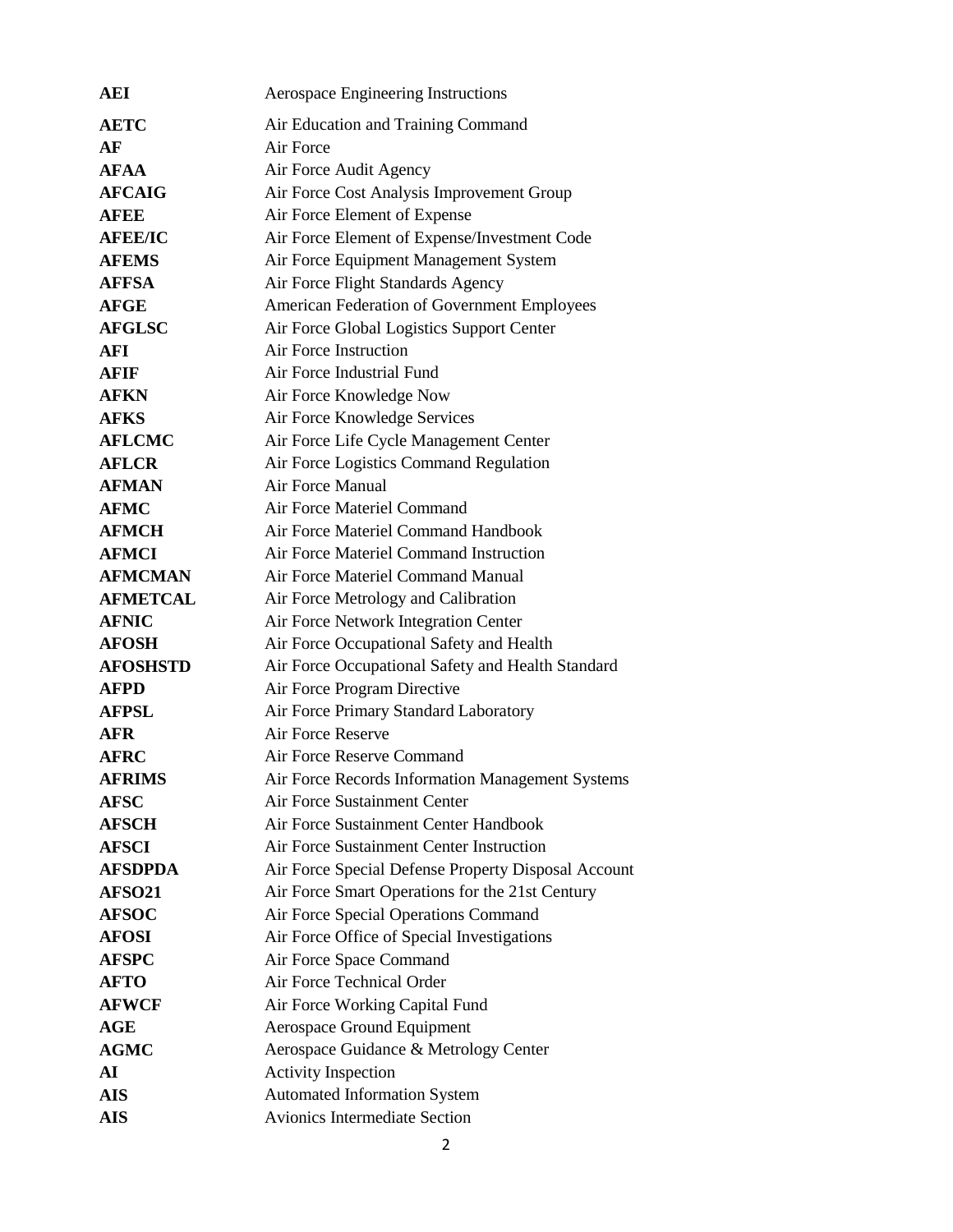| | |
|---|---|
| **AEI** | Aerospace Engineering Instructions |
| **AETC** | Air Education and Training Command |
| **AF** | Air Force |
| **AFAA** | Air Force Audit Agency |
| **AFCAIG** | Air Force Cost Analysis Improvement Group |
| **AFEE** | Air Force Element of Expense |
| **AFEE/IC** | Air Force Element of Expense/Investment Code |
| **AFEMS** | Air Force Equipment Management System |
| **AFFSA** | Air Force Flight Standards Agency |
| **AFGE** | American Federation of Government Employees |
| **AFGLSC** | Air Force Global Logistics Support Center |
| **AFI** | Air Force Instruction |
| **AFIF** | Air Force Industrial Fund |
| **AFKN** | Air Force Knowledge Now |
| **AFKS** | Air Force Knowledge Services |
| **AFLCMC** | Air Force Life Cycle Management Center |
| **AFLCR** | Air Force Logistics Command Regulation |
| **AFMAN** | Air Force Manual |
| **AFMC** | Air Force Materiel Command |
| **AFMCH** | Air Force Materiel Command Handbook |
| **AFMCI** | Air Force Materiel Command Instruction |
| **AFMCMAN** | Air Force Materiel Command Manual |
| **AFMETCAL** | Air Force Metrology and Calibration |
| **AFNIC** | Air Force Network Integration Center |
| **AFOSH** | Air Force Occupational Safety and Health |
| **AFOSHSTD** | Air Force Occupational Safety and Health Standard |
| **AFPD** | Air Force Program Directive |
| **AFPSL** | Air Force Primary Standard Laboratory |
| **AFR** | Air Force Reserve |
| **AFRC** | Air Force Reserve Command |
| **AFRIMS** | Air Force Records Information Management Systems |
| **AFSC** | Air Force Sustainment Center |
| **AFSCH** | Air Force Sustainment Center Handbook |
| **AFSCI** | Air Force Sustainment Center Instruction |
| **AFSDPDA** | Air Force Special Defense Property Disposal Account |
| **AFSO21** | Air Force Smart Operations for the 21st Century |
| **AFSOC** | Air Force Special Operations Command |
| **AFOSI** | Air Force Office of Special Investigations |
| **AFSPC** | Air Force Space Command |
| **AFTO** | Air Force Technical Order |
| **AFWCF** | Air Force Working Capital Fund |
| **AGE** | Aerospace Ground Equipment |
| **AGMC** | Aerospace Guidance & Metrology Center |
| **AI** | Activity Inspection |
| **AIS** | Automated Information System |
| **AIS** | Avionics Intermediate Section |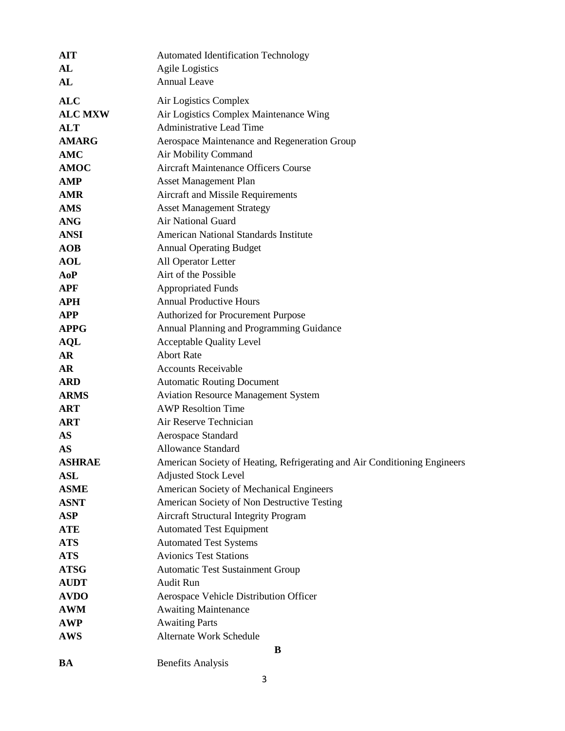| | |
|---|---|
| **AIT** | Automated Identification Technology |
| **AL** | Agile Logistics |
| **AL** | Annual Leave |
| **ALC** | Air Logistics Complex |
| **ALC MXW** | Air Logistics Complex Maintenance Wing |
| **ALT** | Administrative Lead Time |
| **AMARG** | Aerospace Maintenance and Regeneration Group |
| **AMC** | Air Mobility Command |
| **AMOC** | Aircraft Maintenance Officers Course |
| **AMP** | Asset Management Plan |
| **AMR** | Aircraft and Missile Requirements |
| **AMS** | Asset Management Strategy |
| **ANG** | Air National Guard |
| **ANSI** | American National Standards Institute |
| **AOB** | Annual Operating Budget |
| **AOL** | All Operator Letter |
| **AoP** | Airt of the Possible |
| **APF** | Appropriated Funds |
| **APH** | Annual Productive Hours |
| **APP** | Authorized for Procurement Purpose |
| **APPG** | Annual Planning and Programming Guidance |
| **AQL** | Acceptable Quality Level |
| **AR** | Abort Rate |
| **AR** | Accounts Receivable |
| **ARD** | Automatic Routing Document |
| **ARMS** | Aviation Resource Management System |
| **ART** | AWP Resoltion Time |
| **ART** | Air Reserve Technician |
| **AS** | Aerospace Standard |
| **AS** | Allowance Standard |
| **ASHRAE** | American Society of Heating, Refrigerating and Air Conditioning Engineers |
| **ASL** | Adjusted Stock Level |
| **ASME** | American Society of Mechanical Engineers |
| **ASNT** | American Society of Non Destructive Testing |
| **ASP** | Aircraft Structural Integrity Program |
| **ATE** | Automated Test Equipment |
| **ATS** | Automated Test Systems |
| **ATS** | Avionics Test Stations |
| **ATSG** | Automatic Test Sustainment Group |
| **AUDT** | Audit Run |
| **AVDO** | Aerospace Vehicle Distribution Officer |
| **AWM** | Awaiting Maintenance |
| **AWP** | Awaiting Parts |
| **AWS** | Alternate Work Schedule |

**B**

| | |
|---|---|
| **BA** | Benefits Analysis |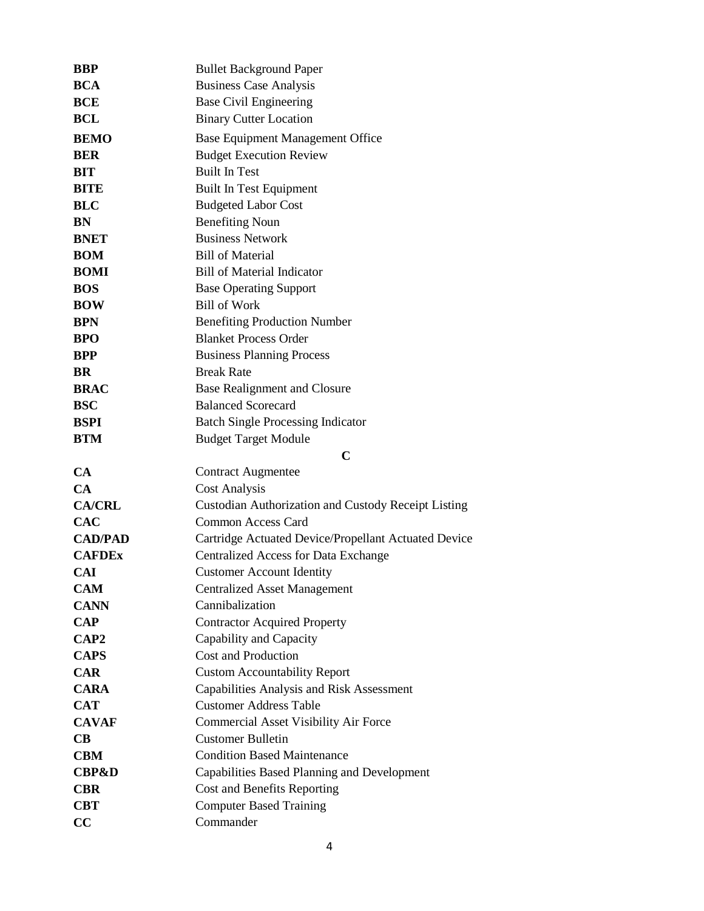| | |
|---|---|
| **BBP** | Bullet Background Paper |
| **BCA** | Business Case Analysis |
| **BCE** | Base Civil Engineering |
| **BCL** | Binary Cutter Location |
| **BEMO** | Base Equipment Management Office |
| **BER** | Budget Execution Review |
| **BIT** | Built In Test |
| **BITE** | Built In Test Equipment |
| **BLC** | Budgeted Labor Cost |
| **BN** | Benefiting Noun |
| **BNET** | Business Network |
| **BOM** | Bill of Material |
| **BOMI** | Bill of Material Indicator |
| **BOS** | Base Operating Support |
| **BOW** | Bill of Work |
| **BPN** | Benefiting Production Number |
| **BPO** | Blanket Process Order |
| **BPP** | Business Planning Process |
| **BR** | Break Rate |
| **BRAC** | Base Realignment and Closure |
| **BSC** | Balanced Scorecard |
| **BSPI** | Batch Single Processing Indicator |
| **BTM** | Budget Target Module |

**C**

| | |
|---|---|
| **CA** | Contract Augmentee |
| **CA** | Cost Analysis |
| **CA/CRL** | Custodian Authorization and Custody Receipt Listing |
| **CAC** | Common Access Card |
| **CAD/PAD** | Cartridge Actuated Device/Propellant Actuated Device |
| **CAFDEx** | Centralized Access for Data Exchange |
| **CAI** | Customer Account Identity |
| **CAM** | Centralized Asset Management |
| **CANN** | Cannibalization |
| **CAP** | Contractor Acquired Property |
| **CAP2** | Capability and Capacity |
| **CAPS** | Cost and Production |
| **CAR** | Custom Accountability Report |
| **CARA** | Capabilities Analysis and Risk Assessment |
| **CAT** | Customer Address Table |
| **CAVAF** | Commercial Asset Visibility Air Force |
| **CB** | Customer Bulletin |
| **CBM** | Condition Based Maintenance |
| **CBP&D** | Capabilities Based Planning and Development |
| **CBR** | Cost and Benefits Reporting |
| **CBT** | Computer Based Training |
| **CC** | Commander |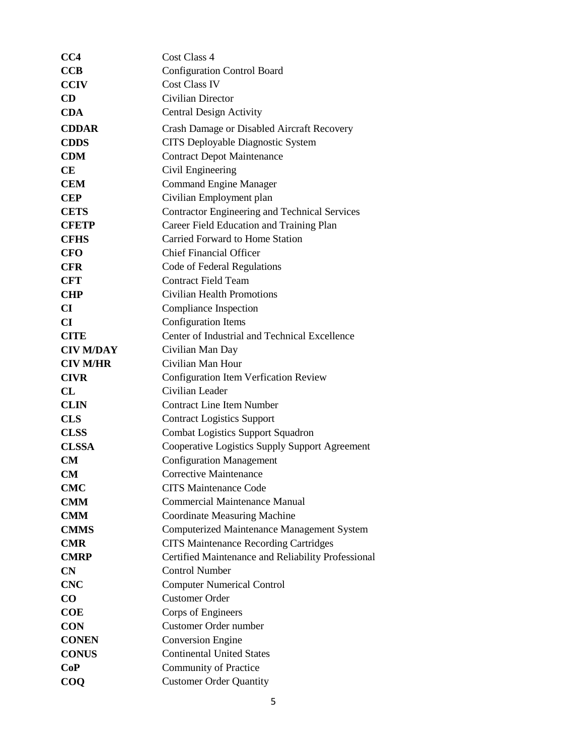| | |
|---|---|
| **CC4** | Cost Class 4 |
| **CCB** | Configuration Control Board |
| **CCIV** | Cost Class IV |
| **CD** | Civilian Director |
| **CDA** | Central Design Activity |
| **CDDAR** | Crash Damage or Disabled Aircraft Recovery |
| **CDDS** | CITS Deployable Diagnostic System |
| **CDM** | Contract Depot Maintenance |
| **CE** | Civil Engineering |
| **CEM** | Command Engine Manager |
| **CEP** | Civilian Employment plan |
| **CETS** | Contractor Engineering and Technical Services |
| **CFETP** | Career Field Education and Training Plan |
| **CFHS** | Carried Forward to Home Station |
| **CFO** | Chief Financial Officer |
| **CFR** | Code of Federal Regulations |
| **CFT** | Contract Field Team |
| **CHP** | Civilian Health Promotions |
| **CI** | Compliance Inspection |
| **CI** | Configuration Items |
| **CITE** | Center of Industrial and Technical Excellence |
| **CIV M/DAY** | Civilian Man Day |
| **CIV M/HR** | Civilian Man Hour |
| **CIVR** | Configuration Item Verfication Review |
| **CL** | Civilian Leader |
| **CLIN** | Contract Line Item Number |
| **CLS** | Contract Logistics Support |
| **CLSS** | Combat Logistics Support Squadron |
| **CLSSA** | Cooperative Logistics Supply Support Agreement |
| **CM** | Configuration Management |
| **CM** | Corrective Maintenance |
| **CMC** | CITS Maintenance Code |
| **CMM** | Commercial Maintenance Manual |
| **CMM** | Coordinate Measuring Machine |
| **CMMS** | Computerized Maintenance Management System |
| **CMR** | CITS Maintenance Recording Cartridges |
| **CMRP** | Certified Maintenance and Reliability Professional |
| **CN** | Control Number |
| **CNC** | Computer Numerical Control |
| **CO** | Customer Order |
| **COE** | Corps of Engineers |
| **CON** | Customer Order number |
| **CONEN** | Conversion Engine |
| **CONUS** | Continental United States |
| **CoP** | Community of Practice |
| **COQ** | Customer Order Quantity |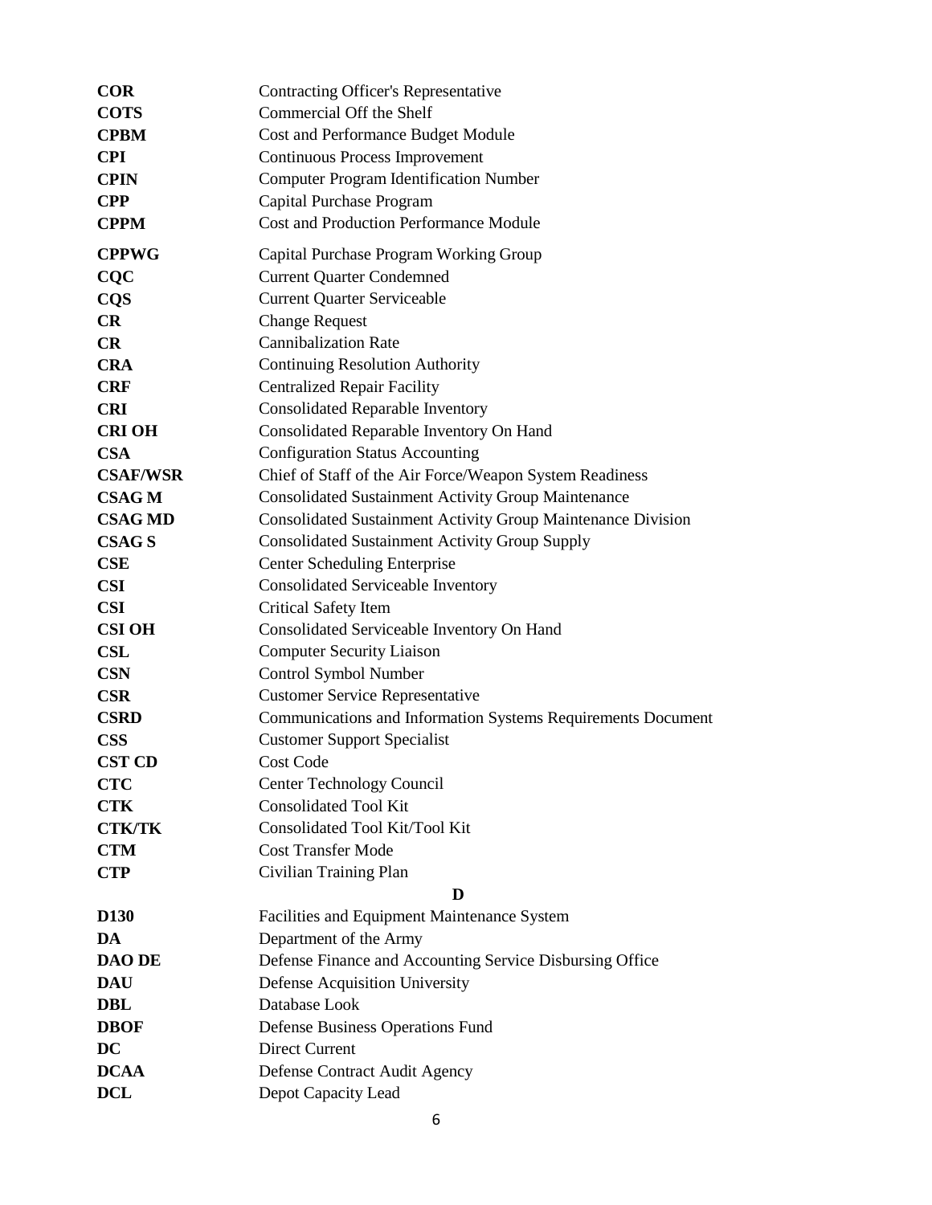| | |
|---|---|
| **COR** | Contracting Officer's Representative |
| **COTS** | Commercial Off the Shelf |
| **CPBM** | Cost and Performance Budget Module |
| **CPI** | Continuous Process Improvement |
| **CPIN** | Computer Program Identification Number |
| **CPP** | Capital Purchase Program |
| **CPPM** | Cost and Production Performance Module |
| **CPPWG** | Capital Purchase Program Working Group |
| **CQC** | Current Quarter Condemned |
| **CQS** | Current Quarter Serviceable |
| **CR** | Change Request |
| **CR** | Cannibalization Rate |
| **CRA** | Continuing Resolution Authority |
| **CRF** | Centralized Repair Facility |
| **CRI** | Consolidated Reparable Inventory |
| **CRI OH** | Consolidated Reparable Inventory On Hand |
| **CSA** | Configuration Status Accounting |
| **CSAF/WSR** | Chief of Staff of the Air Force/Weapon System Readiness |
| **CSAG M** | Consolidated Sustainment Activity Group Maintenance |
| **CSAG MD** | Consolidated Sustainment Activity Group Maintenance Division |
| **CSAG S** | Consolidated Sustainment Activity Group Supply |
| **CSE** | Center Scheduling Enterprise |
| **CSI** | Consolidated Serviceable Inventory |
| **CSI** | Critical Safety Item |
| **CSI OH** | Consolidated Serviceable Inventory On Hand |
| **CSL** | Computer Security Liaison |
| **CSN** | Control Symbol Number |
| **CSR** | Customer Service Representative |
| **CSRD** | Communications and Information Systems Requirements Document |
| **CSS** | Customer Support Specialist |
| **CST CD** | Cost Code |
| **CTC** | Center Technology Council |
| **CTK** | Consolidated Tool Kit |
| **CTK/TK** | Consolidated Tool Kit/Tool Kit |
| **CTM** | Cost Transfer Mode |
| **CTP** | Civilian Training Plan |

**D**

| | |
|---|---|
| **D130** | Facilities and Equipment Maintenance System |
| **DA** | Department of the Army |
| **DAO DE** | Defense Finance and Accounting Service Disbursing Office |
| **DAU** | Defense Acquisition University |
| **DBL** | Database Look |
| **DBOF** | Defense Business Operations Fund |
| **DC** | Direct Current |
| **DCAA** | Defense Contract Audit Agency |
| **DCL** | Depot Capacity Lead |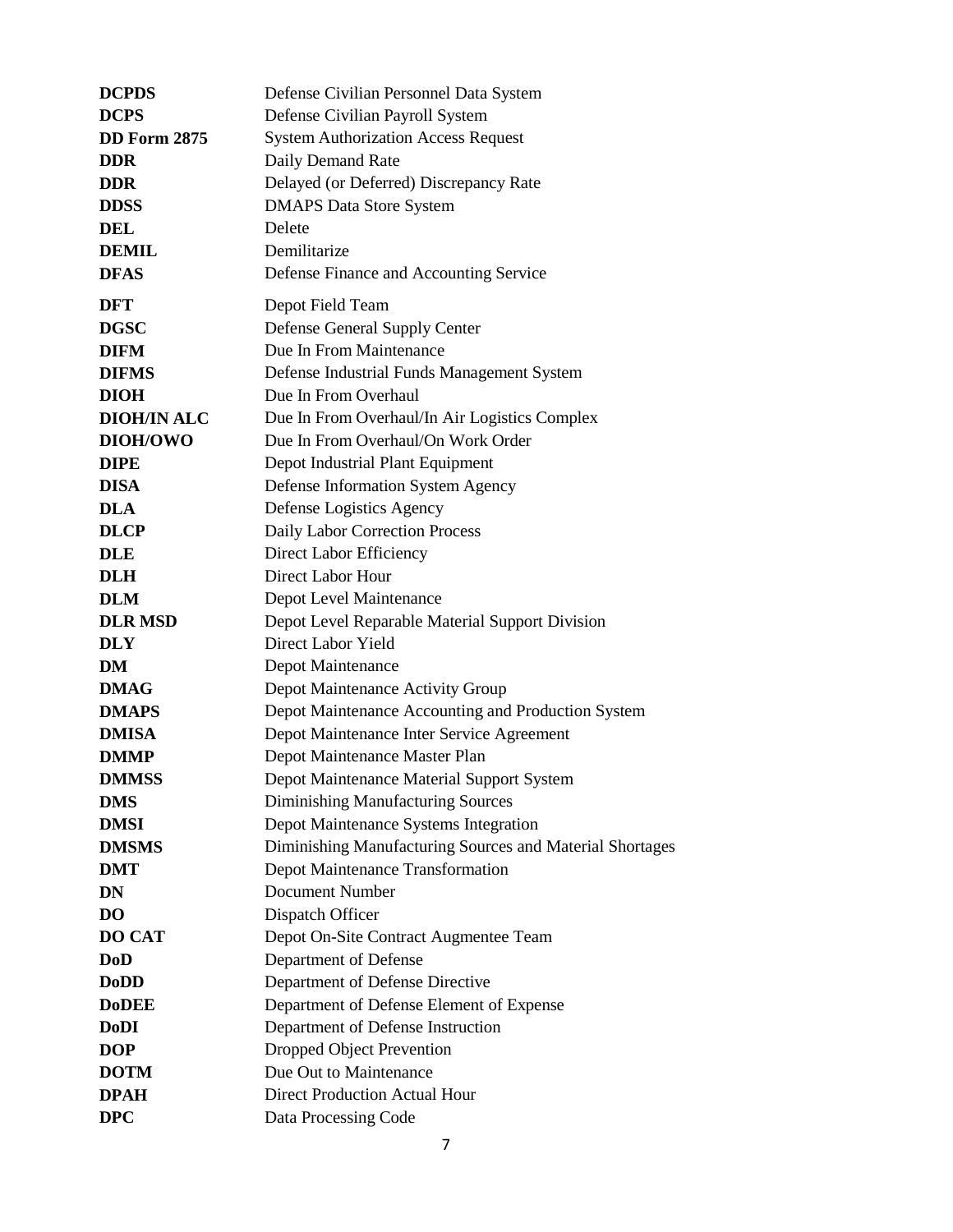| | |
|---|---|
| **DCPDS** | Defense Civilian Personnel Data System |
| **DCPS** | Defense Civilian Payroll System |
| **DD Form 2875** | System Authorization Access Request |
| **DDR** | Daily Demand Rate |
| **DDR** | Delayed (or Deferred) Discrepancy Rate |
| **DDSS** | DMAPS Data Store System |
| **DEL** | Delete |
| **DEMIL** | Demilitarize |
| **DFAS** | Defense Finance and Accounting Service |
| **DFT** | Depot Field Team |
| **DGSC** | Defense General Supply Center |
| **DIFM** | Due In From Maintenance |
| **DIFMS** | Defense Industrial Funds Management System |
| **DIOH** | Due In From Overhaul |
| **DIOH/IN ALC** | Due In From Overhaul/In Air Logistics Complex |
| **DIOH/OWO** | Due In From Overhaul/On Work Order |
| **DIPE** | Depot Industrial Plant Equipment |
| **DISA** | Defense Information System Agency |
| **DLA** | Defense Logistics Agency |
| **DLCP** | Daily Labor Correction Process |
| **DLE** | Direct Labor Efficiency |
| **DLH** | Direct Labor Hour |
| **DLM** | Depot Level Maintenance |
| **DLR MSD** | Depot Level Reparable Material Support Division |
| **DLY** | Direct Labor Yield |
| **DM** | Depot Maintenance |
| **DMAG** | Depot Maintenance Activity Group |
| **DMAPS** | Depot Maintenance Accounting and Production System |
| **DMISA** | Depot Maintenance Inter Service Agreement |
| **DMMP** | Depot Maintenance Master Plan |
| **DMMSS** | Depot Maintenance Material Support System |
| **DMS** | Diminishing Manufacturing Sources |
| **DMSI** | Depot Maintenance Systems Integration |
| **DMSMS** | Diminishing Manufacturing Sources and Material Shortages |
| **DMT** | Depot Maintenance Transformation |
| **DN** | Document Number |
| **DO** | Dispatch Officer |
| **DO CAT** | Depot On-Site Contract Augmentee Team |
| **DoD** | Department of Defense |
| **DoDD** | Department of Defense Directive |
| **DoDEE** | Department of Defense Element of Expense |
| **DoDI** | Department of Defense Instruction |
| **DOP** | Dropped Object Prevention |
| **DOTM** | Due Out to Maintenance |
| **DPAH** | Direct Production Actual Hour |
| **DPC** | Data Processing Code |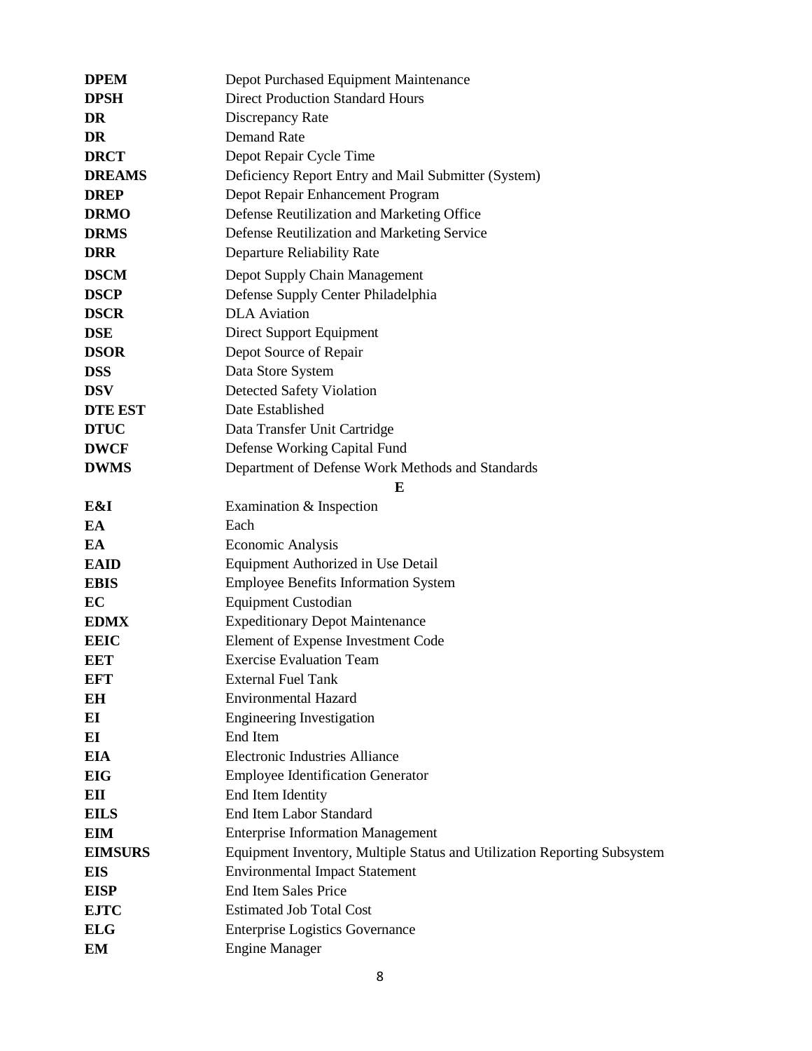| | |
|---|---|
| **DPEM** | Depot Purchased Equipment Maintenance |
| **DPSH** | Direct Production Standard Hours |
| **DR** | Discrepancy Rate |
| **DR** | Demand Rate |
| **DRCT** | Depot Repair Cycle Time |
| **DREAMS** | Deficiency Report Entry and Mail Submitter (System) |
| **DREP** | Depot Repair Enhancement Program |
| **DRMO** | Defense Reutilization and Marketing Office |
| **DRMS** | Defense Reutilization and Marketing Service |
| **DRR** | Departure Reliability Rate |
| **DSCM** | Depot Supply Chain Management |
| **DSCP** | Defense Supply Center Philadelphia |
| **DSCR** | DLA Aviation |
| **DSE** | Direct Support Equipment |
| **DSOR** | Depot Source of Repair |
| **DSS** | Data Store System |
| **DSV** | Detected Safety Violation |
| **DTE EST** | Date Established |
| **DTUC** | Data Transfer Unit Cartridge |
| **DWCF** | Defense Working Capital Fund |
| **DWMS** | Department of Defense Work Methods and Standards |

**E**

| | |
|---|---|
| **E&I** | Examination & Inspection |
| **EA** | Each |
| **EA** | Economic Analysis |
| **EAID** | Equipment Authorized in Use Detail |
| **EBIS** | Employee Benefits Information System |
| **EC** | Equipment Custodian |
| **EDMX** | Expeditionary Depot Maintenance |
| **EEIC** | Element of Expense Investment Code |
| **EET** | Exercise Evaluation Team |
| **EFT** | External Fuel Tank |
| **EH** | Environmental Hazard |
| **EI** | Engineering Investigation |
| **EI** | End Item |
| **EIA** | Electronic Industries Alliance |
| **EIG** | Employee Identification Generator |
| **EII** | End Item Identity |
| **EILS** | End Item Labor Standard |
| **EIM** | Enterprise Information Management |
| **EIMSURS** | Equipment Inventory, Multiple Status and Utilization Reporting Subsystem |
| **EIS** | Environmental Impact Statement |
| **EISP** | End Item Sales Price |
| **EJTC** | Estimated Job Total Cost |
| **ELG** | Enterprise Logistics Governance |
| **EM** | Engine Manager |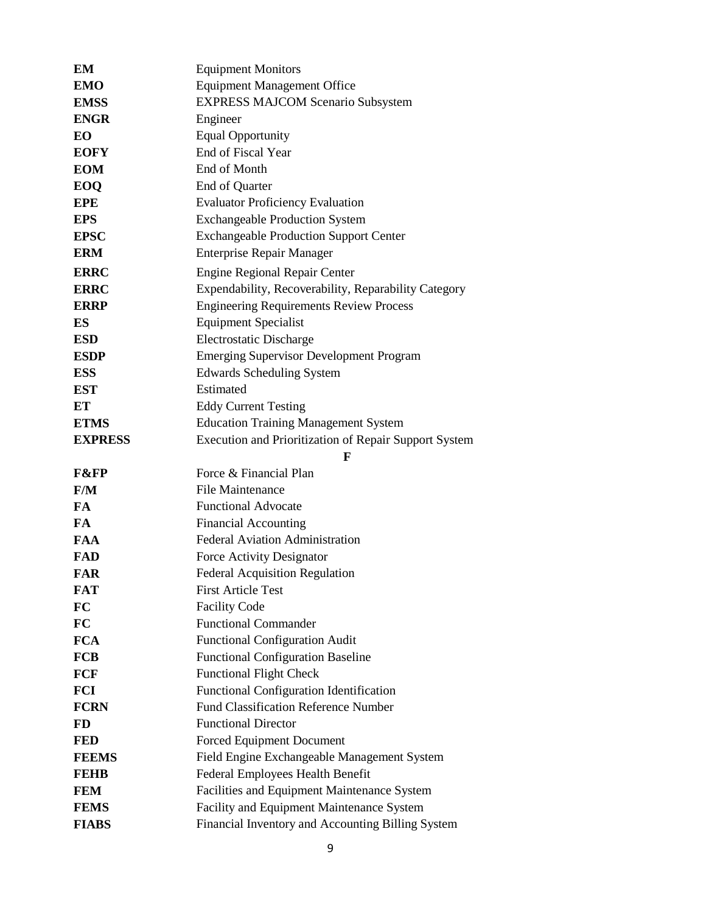| | |
|---|---|
| **EM** | Equipment Monitors |
| **EMO** | Equipment Management Office |
| **EMSS** | EXPRESS MAJCOM Scenario Subsystem |
| **ENGR** | Engineer |
| **EO** | Equal Opportunity |
| **EOFY** | End of Fiscal Year |
| **EOM** | End of Month |
| **EOQ** | End of Quarter |
| **EPE** | Evaluator Proficiency Evaluation |
| **EPS** | Exchangeable Production System |
| **EPSC** | Exchangeable Production Support Center |
| **ERM** | Enterprise Repair Manager |
| **ERRC** | Engine Regional Repair Center |
| **ERRC** | Expendability, Recoverability, Reparability Category |
| **ERRP** | Engineering Requirements Review Process |
| **ES** | Equipment Specialist |
| **ESD** | Electrostatic Discharge |
| **ESDP** | Emerging Supervisor Development Program |
| **ESS** | Edwards Scheduling System |
| **EST** | Estimated |
| **ET** | Eddy Current Testing |
| **ETMS** | Education Training Management System |
| **EXPRESS** | Execution and Prioritization of Repair Support System |

**F**

| | |
|---|---|
| **F&FP** | Force & Financial Plan |
| **F/M** | File Maintenance |
| **FA** | Functional Advocate |
| **FA** | Financial Accounting |
| **FAA** | Federal Aviation Administration |
| **FAD** | Force Activity Designator |
| **FAR** | Federal Acquisition Regulation |
| **FAT** | First Article Test |
| **FC** | Facility Code |
| **FC** | Functional Commander |
| **FCA** | Functional Configuration Audit |
| **FCB** | Functional Configuration Baseline |
| **FCF** | Functional Flight Check |
| **FCI** | Functional Configuration Identification |
| **FCRN** | Fund Classification Reference Number |
| **FD** | Functional Director |
| **FED** | Forced Equipment Document |
| **FEEMS** | Field Engine Exchangeable Management System |
| **FEHB** | Federal Employees Health Benefit |
| **FEM** | Facilities and Equipment Maintenance System |
| **FEMS** | Facility and Equipment Maintenance System |
| **FIABS** | Financial Inventory and Accounting Billing System |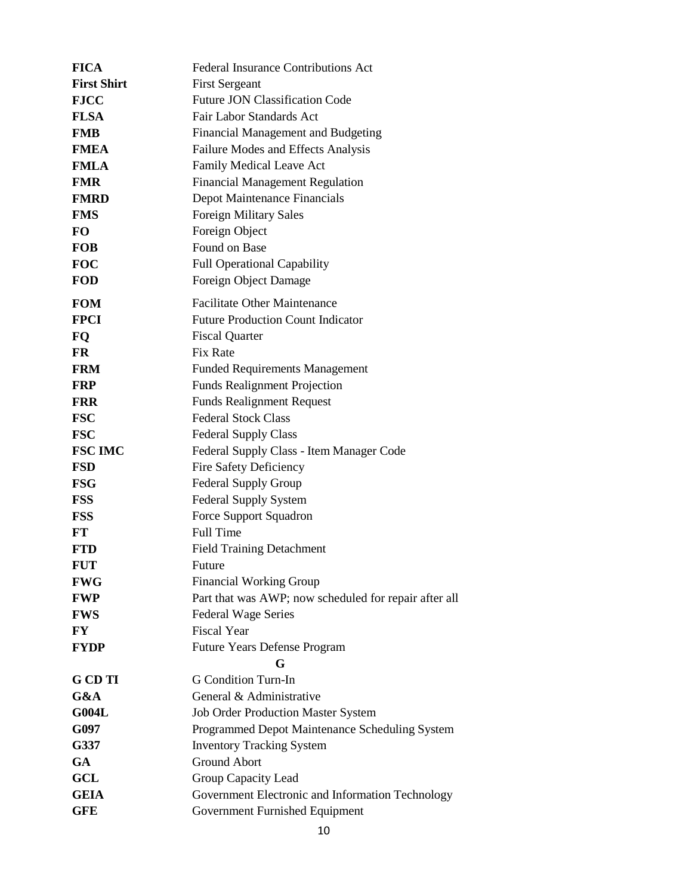| | |
|---|---|
| **FICA** | Federal Insurance Contributions Act |
| **First Shirt** | First Sergeant |
| **FJCC** | Future JON Classification Code |
| **FLSA** | Fair Labor Standards Act |
| **FMB** | Financial Management and Budgeting |
| **FMEA** | Failure Modes and Effects Analysis |
| **FMLA** | Family Medical Leave Act |
| **FMR** | Financial Management Regulation |
| **FMRD** | Depot Maintenance Financials |
| **FMS** | Foreign Military Sales |
| **FO** | Foreign Object |
| **FOB** | Found on Base |
| **FOC** | Full Operational Capability |
| **FOD** | Foreign Object Damage |
| **FOM** | Facilitate Other Maintenance |
| **FPCI** | Future Production Count Indicator |
| **FQ** | Fiscal Quarter |
| **FR** | Fix Rate |
| **FRM** | Funded Requirements Management |
| **FRP** | Funds Realignment Projection |
| **FRR** | Funds Realignment Request |
| **FSC** | Federal Stock Class |
| **FSC** | Federal Supply Class |
| **FSC IMC** | Federal Supply Class - Item Manager Code |
| **FSD** | Fire Safety Deficiency |
| **FSG** | Federal Supply Group |
| **FSS** | Federal Supply System |
| **FSS** | Force Support Squadron |
| **FT** | Full Time |
| **FTD** | Field Training Detachment |
| **FUT** | Future |
| **FWG** | Financial Working Group |
| **FWP** | Part that was AWP; now scheduled for repair after all |
| **FWS** | Federal Wage Series |
| **FY** | Fiscal Year |
| **FYDP** | Future Years Defense Program |

## G

| | |
|---|---|
| **G CD TI** | G Condition Turn-In |
| **G&A** | General & Administrative |
| **G004L** | Job Order Production Master System |
| **G097** | Programmed Depot Maintenance Scheduling System |
| **G337** | Inventory Tracking System |
| **GA** | Ground Abort |
| **GCL** | Group Capacity Lead |
| **GEIA** | Government Electronic and Information Technology |
| **GFE** | Government Furnished Equipment |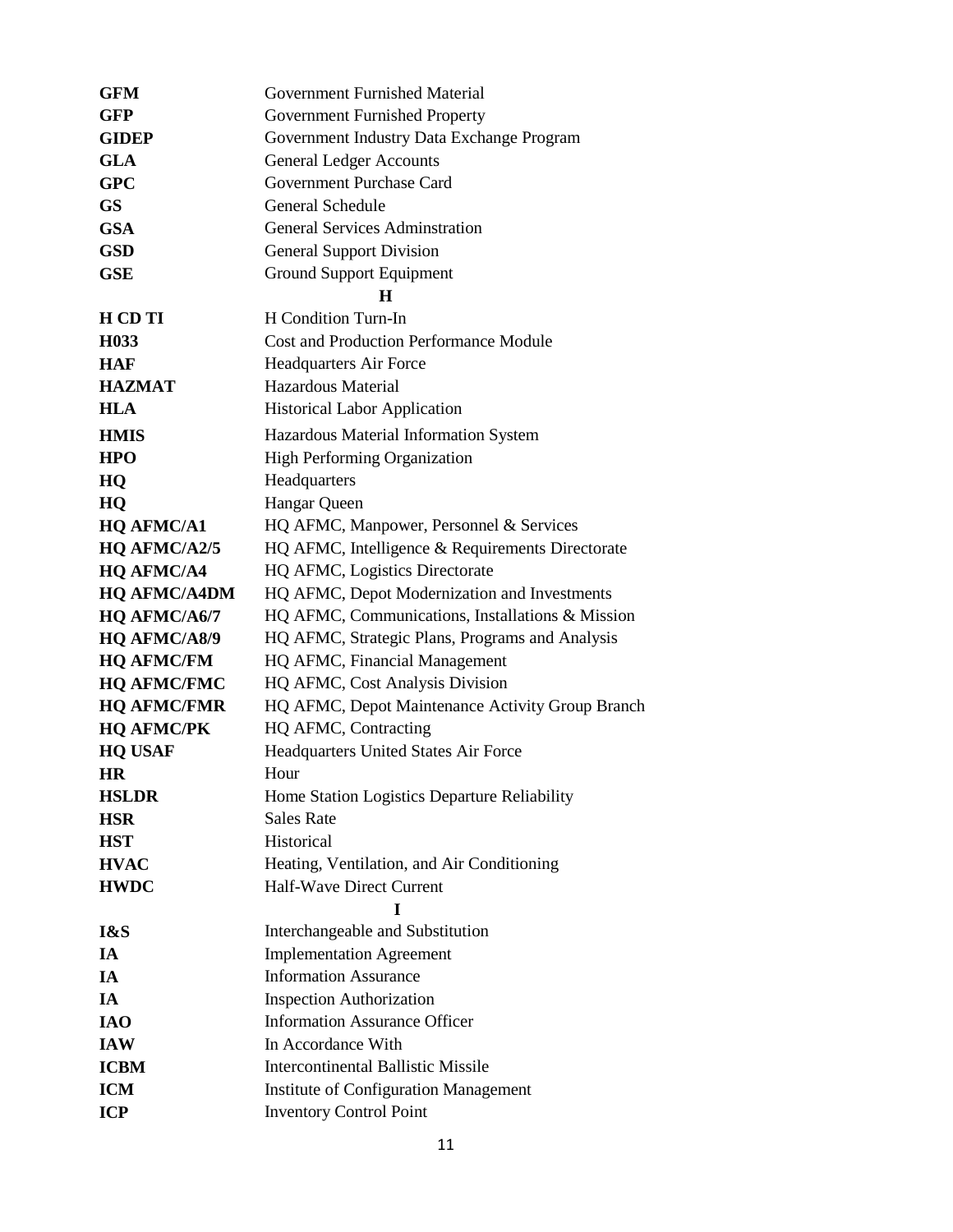| | |
|---|---|
| **GFM** | Government Furnished Material |
| **GFP** | Government Furnished Property |
| **GIDEP** | Government Industry Data Exchange Program |
| **GLA** | General Ledger Accounts |
| **GPC** | Government Purchase Card |
| **GS** | General Schedule |
| **GSA** | General Services Adminstration |
| **GSD** | General Support Division |
| **GSE** | Ground Support Equipment |
| | **H** |
| **H CD TI** | H Condition Turn-In |
| **H033** | Cost and Production Performance Module |
| **HAF** | Headquarters Air Force |
| **HAZMAT** | Hazardous Material |
| **HLA** | Historical Labor Application |
| **HMIS** | Hazardous Material Information System |
| **HPO** | High Performing Organization |
| **HQ** | Headquarters |
| **HQ** | Hangar Queen |
| **HQ AFMC/A1** | HQ AFMC, Manpower, Personnel & Services |
| **HQ AFMC/A2/5** | HQ AFMC, Intelligence & Requirements Directorate |
| **HQ AFMC/A4** | HQ AFMC, Logistics Directorate |
| **HQ AFMC/A4DM** | HQ AFMC, Depot Modernization and Investments |
| **HQ AFMC/A6/7** | HQ AFMC, Communications, Installations & Mission |
| **HQ AFMC/A8/9** | HQ AFMC, Strategic Plans, Programs and Analysis |
| **HQ AFMC/FM** | HQ AFMC, Financial Management |
| **HQ AFMC/FMC** | HQ AFMC, Cost Analysis Division |
| **HQ AFMC/FMR** | HQ AFMC, Depot Maintenance Activity Group Branch |
| **HQ AFMC/PK** | HQ AFMC, Contracting |
| **HQ USAF** | Headquarters United States Air Force |
| **HR** | Hour |
| **HSLDR** | Home Station Logistics Departure Reliability |
| **HSR** | Sales Rate |
| **HST** | Historical |
| **HVAC** | Heating, Ventilation, and Air Conditioning |
| **HWDC** | Half-Wave Direct Current |
| | **I** |
| **I&S** | Interchangeable and Substitution |
| **IA** | Implementation Agreement |
| **IA** | Information Assurance |
| **IA** | Inspection Authorization |
| **IAO** | Information Assurance Officer |
| **IAW** | In Accordance With |
| **ICBM** | Intercontinental Ballistic Missile |
| **ICM** | Institute of Configuration Management |
| **ICP** | Inventory Control Point |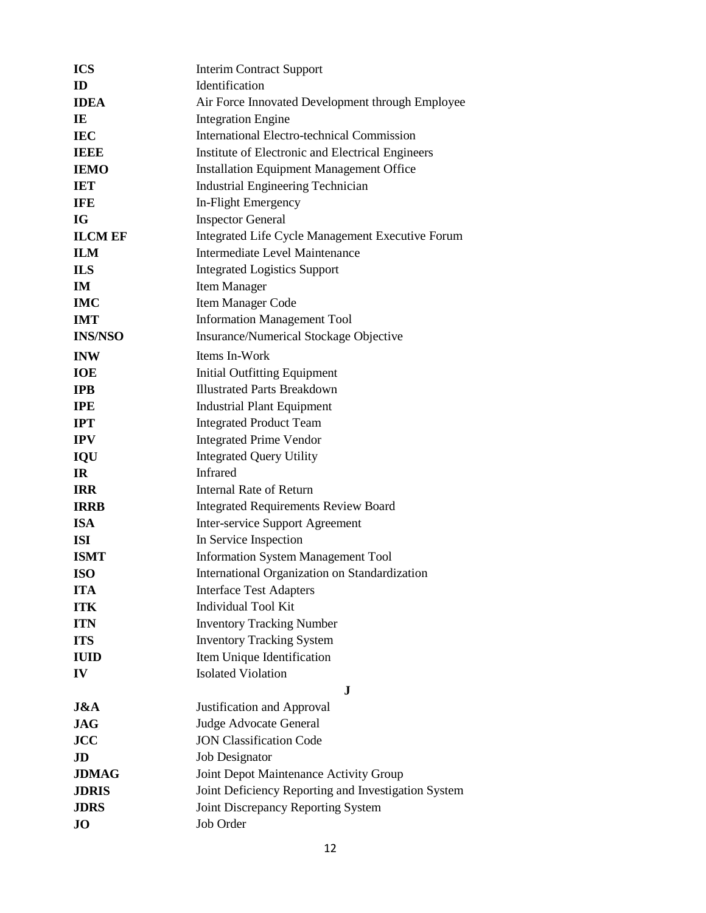| | |
|---|---|
| **ICS** | Interim Contract Support |
| **ID** | Identification |
| **IDEA** | Air Force Innovated Development through Employee |
| **IE** | Integration Engine |
| **IEC** | International Electro-technical Commission |
| **IEEE** | Institute of Electronic and Electrical Engineers |
| **IEMO** | Installation Equipment Management Office |
| **IET** | Industrial Engineering Technician |
| **IFE** | In-Flight Emergency |
| **IG** | Inspector General |
| **ILCM EF** | Integrated Life Cycle Management Executive Forum |
| **ILM** | Intermediate Level Maintenance |
| **ILS** | Integrated Logistics Support |
| **IM** | Item Manager |
| **IMC** | Item Manager Code |
| **IMT** | Information Management Tool |
| **INS/NSO** | Insurance/Numerical Stockage Objective |
| **INW** | Items In-Work |
| **IOE** | Initial Outfitting Equipment |
| **IPB** | Illustrated Parts Breakdown |
| **IPE** | Industrial Plant Equipment |
| **IPT** | Integrated Product Team |
| **IPV** | Integrated Prime Vendor |
| **IQU** | Integrated Query Utility |
| **IR** | Infrared |
| **IRR** | Internal Rate of Return |
| **IRRB** | Integrated Requirements Review Board |
| **ISA** | Inter-service Support Agreement |
| **ISI** | In Service Inspection |
| **ISMT** | Information System Management Tool |
| **ISO** | International Organization on Standardization |
| **ITA** | Interface Test Adapters |
| **ITK** | Individual Tool Kit |
| **ITN** | Inventory Tracking Number |
| **ITS** | Inventory Tracking System |
| **IUID** | Item Unique Identification |
| **IV** | Isolated Violation |

**J**

| | |
|---|---|
| **J&A** | Justification and Approval |
| **JAG** | Judge Advocate General |
| **JCC** | JON Classification Code |
| **JD** | Job Designator |
| **JDMAG** | Joint Depot Maintenance Activity Group |
| **JDRIS** | Joint Deficiency Reporting and Investigation System |
| **JDRS** | Joint Discrepancy Reporting System |
| **JO** | Job Order |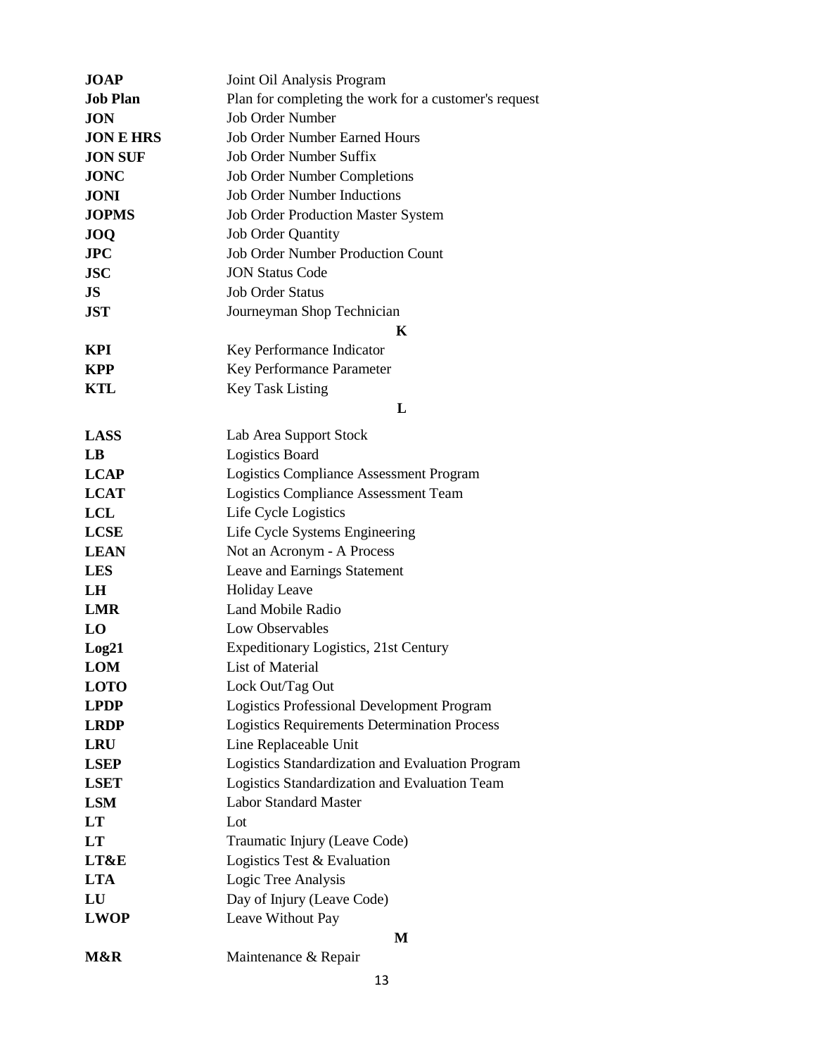| | |
|---|---|
| **JOAP** | Joint Oil Analysis Program |
| **Job Plan** | Plan for completing the work for a customer's request |
| **JON** | Job Order Number |
| **JON E HRS** | Job Order Number Earned Hours |
| **JON SUF** | Job Order Number Suffix |
| **JONC** | Job Order Number Completions |
| **JONI** | Job Order Number Inductions |
| **JOPMS** | Job Order Production Master System |
| **JOQ** | Job Order Quantity |
| **JPC** | Job Order Number Production Count |
| **JSC** | JON Status Code |
| **JS** | Job Order Status |
| **JST** | Journeyman Shop Technician |

**K**

| | |
|---|---|
| **KPI** | Key Performance Indicator |
| **KPP** | Key Performance Parameter |
| **KTL** | Key Task Listing |

**L**

| | |
|---|---|
| **LASS** | Lab Area Support Stock |
| **LB** | Logistics Board |
| **LCAP** | Logistics Compliance Assessment Program |
| **LCAT** | Logistics Compliance Assessment Team |
| **LCL** | Life Cycle Logistics |
| **LCSE** | Life Cycle Systems Engineering |
| **LEAN** | Not an Acronym - A Process |
| **LES** | Leave and Earnings Statement |
| **LH** | Holiday Leave |
| **LMR** | Land Mobile Radio |
| **LO** | Low Observables |
| **Log21** | Expeditionary Logistics, 21st Century |
| **LOM** | List of Material |
| **LOTO** | Lock Out/Tag Out |
| **LPDP** | Logistics Professional Development Program |
| **LRDP** | Logistics Requirements Determination Process |
| **LRU** | Line Replaceable Unit |
| **LSEP** | Logistics Standardization and Evaluation Program |
| **LSET** | Logistics Standardization and Evaluation Team |
| **LSM** | Labor Standard Master |
| **LT** | Lot |
| **LT** | Traumatic Injury (Leave Code) |
| **LT&E** | Logistics Test & Evaluation |
| **LTA** | Logic Tree Analysis |
| **LU** | Day of Injury (Leave Code) |
| **LWOP** | Leave Without Pay |

**M**

| | |
|---|---|
| **M&R** | Maintenance & Repair |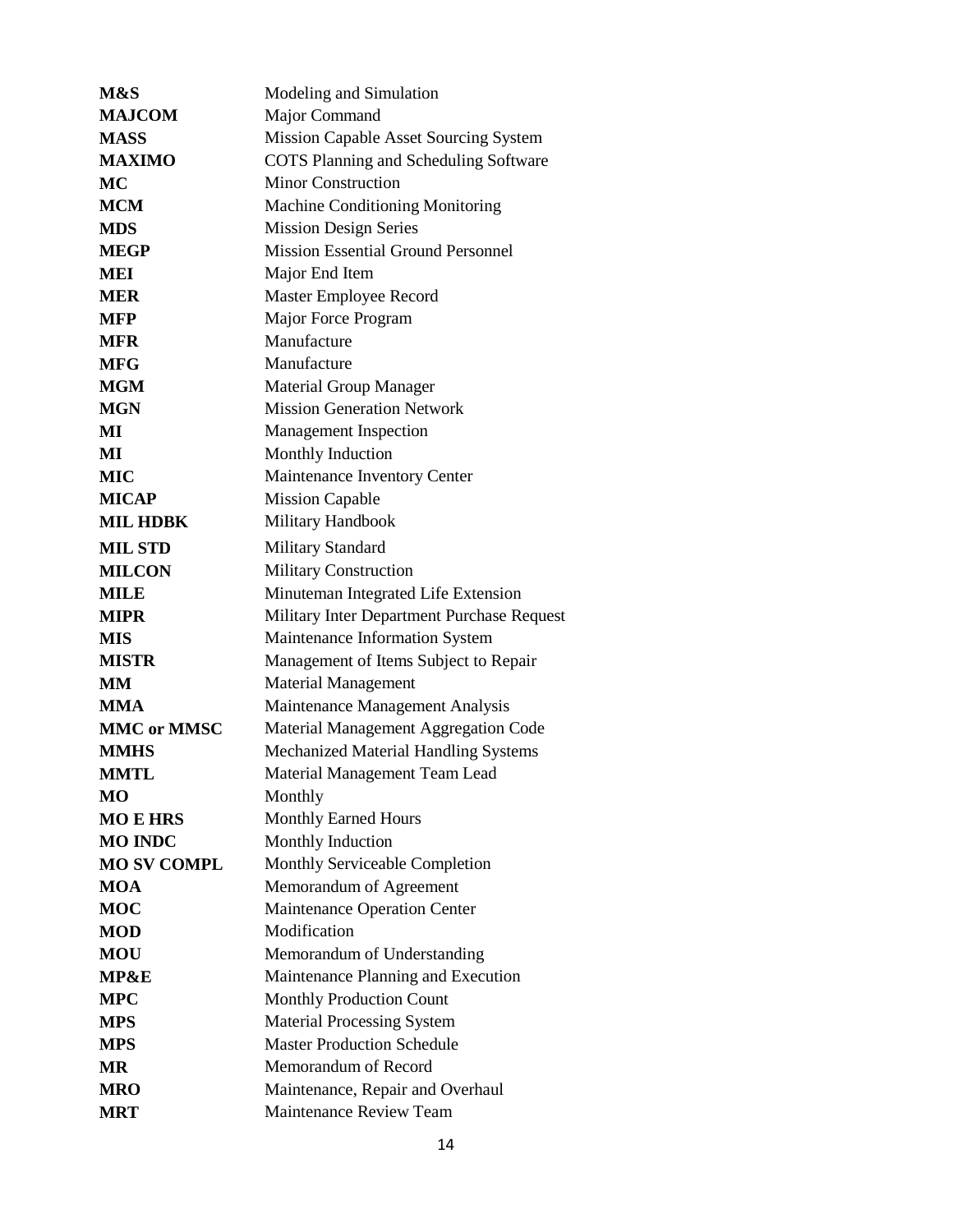| | |
|---|---|
| **M&S** | Modeling and Simulation |
| **MAJCOM** | Major Command |
| **MASS** | Mission Capable Asset Sourcing System |
| **MAXIMO** | COTS Planning and Scheduling Software |
| **MC** | Minor Construction |
| **MCM** | Machine Conditioning Monitoring |
| **MDS** | Mission Design Series |
| **MEGP** | Mission Essential Ground Personnel |
| **MEI** | Major End Item |
| **MER** | Master Employee Record |
| **MFP** | Major Force Program |
| **MFR** | Manufacture |
| **MFG** | Manufacture |
| **MGM** | Material Group Manager |
| **MGN** | Mission Generation Network |
| **MI** | Management Inspection |
| **MI** | Monthly Induction |
| **MIC** | Maintenance Inventory Center |
| **MICAP** | Mission Capable |
| **MIL HDBK** | Military Handbook |
| **MIL STD** | Military Standard |
| **MILCON** | Military Construction |
| **MILE** | Minuteman Integrated Life Extension |
| **MIPR** | Military Inter Department Purchase Request |
| **MIS** | Maintenance Information System |
| **MISTR** | Management of Items Subject to Repair |
| **MM** | Material Management |
| **MMA** | Maintenance Management Analysis |
| **MMC or MMSC** | Material Management Aggregation Code |
| **MMHS** | Mechanized Material Handling Systems |
| **MMTL** | Material Management Team Lead |
| **MO** | Monthly |
| **MO E HRS** | Monthly Earned Hours |
| **MO INDC** | Monthly Induction |
| **MO SV COMPL** | Monthly Serviceable Completion |
| **MOA** | Memorandum of Agreement |
| **MOC** | Maintenance Operation Center |
| **MOD** | Modification |
| **MOU** | Memorandum of Understanding |
| **MP&E** | Maintenance Planning and Execution |
| **MPC** | Monthly Production Count |
| **MPS** | Material Processing System |
| **MPS** | Master Production Schedule |
| **MR** | Memorandum of Record |
| **MRO** | Maintenance, Repair and Overhaul |
| **MRT** | Maintenance Review Team |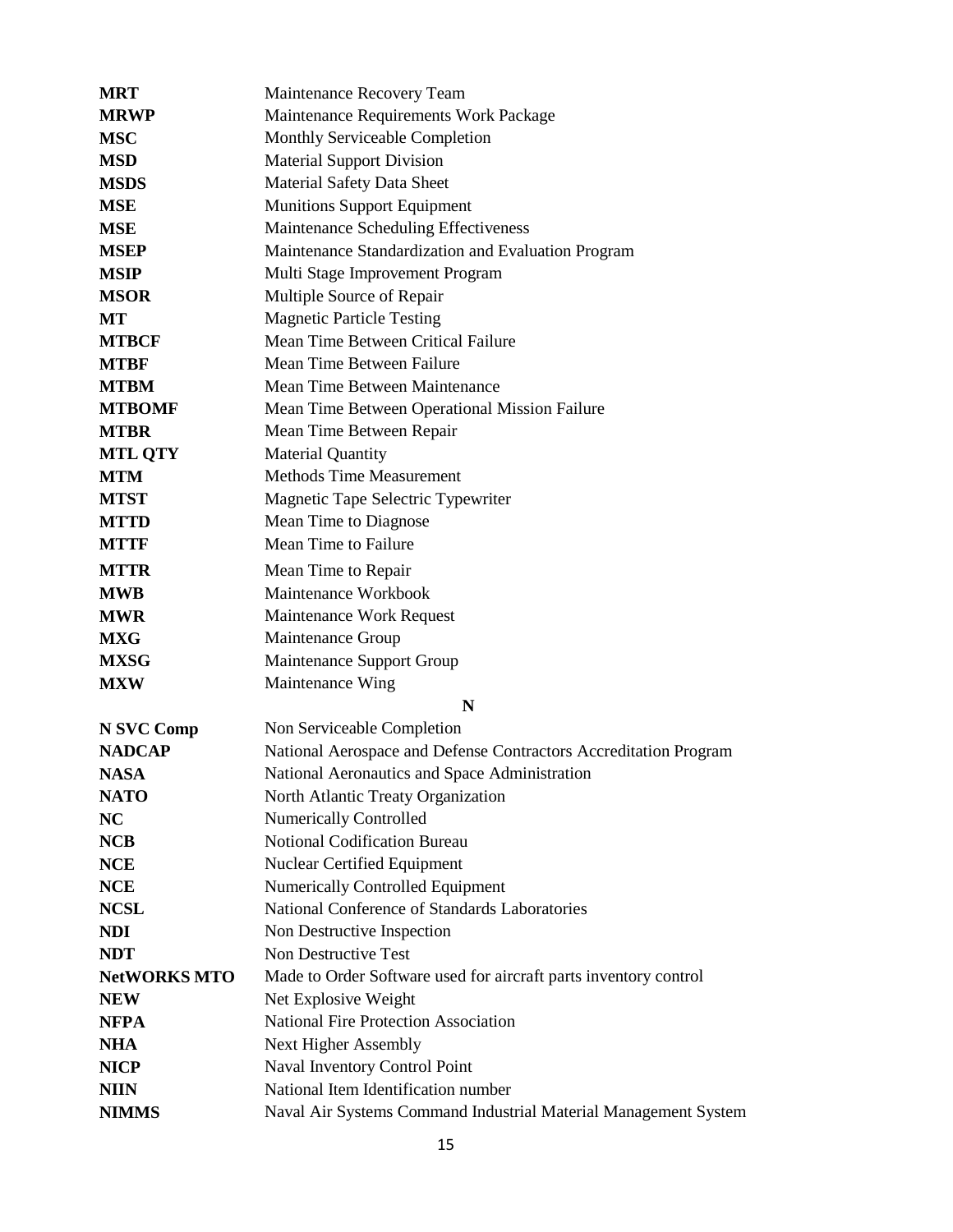| | |
|---|---|
| **MRT** | Maintenance Recovery Team |
| **MRWP** | Maintenance Requirements Work Package |
| **MSC** | Monthly Serviceable Completion |
| **MSD** | Material Support Division |
| **MSDS** | Material Safety Data Sheet |
| **MSE** | Munitions Support Equipment |
| **MSE** | Maintenance Scheduling Effectiveness |
| **MSEP** | Maintenance Standardization and Evaluation Program |
| **MSIP** | Multi Stage Improvement Program |
| **MSOR** | Multiple Source of Repair |
| **MT** | Magnetic Particle Testing |
| **MTBCF** | Mean Time Between Critical Failure |
| **MTBF** | Mean Time Between Failure |
| **MTBM** | Mean Time Between Maintenance |
| **MTBOMF** | Mean Time Between Operational Mission Failure |
| **MTBR** | Mean Time Between Repair |
| **MTL QTY** | Material Quantity |
| **MTM** | Methods Time Measurement |
| **MTST** | Magnetic Tape Selectric Typewriter |
| **MTTD** | Mean Time to Diagnose |
| **MTTF** | Mean Time to Failure |
| **MTTR** | Mean Time to Repair |
| **MWB** | Maintenance Workbook |
| **MWR** | Maintenance Work Request |
| **MXG** | Maintenance Group |
| **MXSG** | Maintenance Support Group |
| **MXW** | Maintenance Wing |

## N

| | |
|---|---|
| **N SVC Comp** | Non Serviceable Completion |
| **NADCAP** | National Aerospace and Defense Contractors Accreditation Program |
| **NASA** | National Aeronautics and Space Administration |
| **NATO** | North Atlantic Treaty Organization |
| **NC** | Numerically Controlled |
| **NCB** | Notional Codification Bureau |
| **NCE** | Nuclear Certified Equipment |
| **NCE** | Numerically Controlled Equipment |
| **NCSL** | National Conference of Standards Laboratories |
| **NDI** | Non Destructive Inspection |
| **NDT** | Non Destructive Test |
| **NetWORKS MTO** | Made to Order Software used for aircraft parts inventory control |
| **NEW** | Net Explosive Weight |
| **NFPA** | National Fire Protection Association |
| **NHA** | Next Higher Assembly |
| **NICP** | Naval Inventory Control Point |
| **NIIN** | National Item Identification number |
| **NIMMS** | Naval Air Systems Command Industrial Material Management System |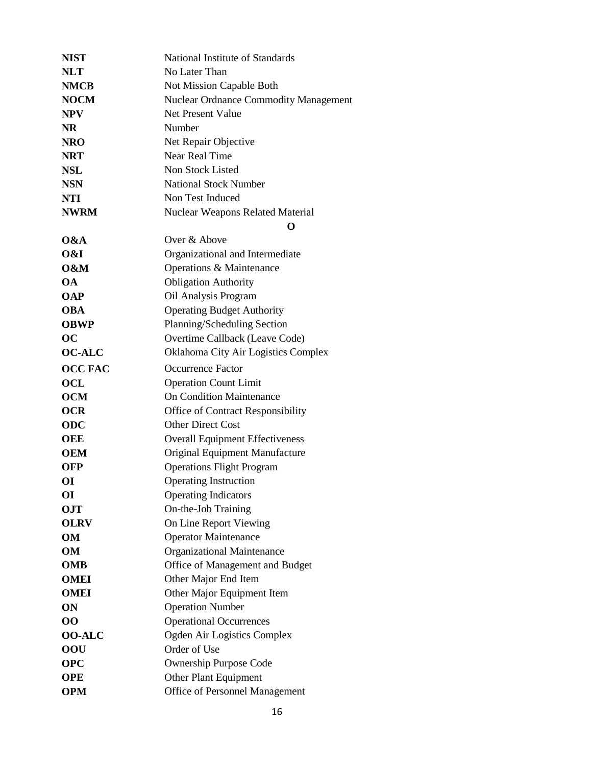| | |
|---|---|
| **NIST** | National Institute of Standards |
| **NLT** | No Later Than |
| **NMCB** | Not Mission Capable Both |
| **NOCM** | Nuclear Ordnance Commodity Management |
| **NPV** | Net Present Value |
| **NR** | Number |
| **NRO** | Net Repair Objective |
| **NRT** | Near Real Time |
| **NSL** | Non Stock Listed |
| **NSN** | National Stock Number |
| **NTI** | Non Test Induced |
| **NWRM** | Nuclear Weapons Related Material |

**O**

| | |
|---|---|
| **O&A** | Over & Above |
| **O&I** | Organizational and Intermediate |
| **O&M** | Operations & Maintenance |
| **OA** | Obligation Authority |
| **OAP** | Oil Analysis Program |
| **OBA** | Operating Budget Authority |
| **OBWP** | Planning/Scheduling Section |
| **OC** | Overtime Callback (Leave Code) |
| **OC-ALC** | Oklahoma City Air Logistics Complex |
| **OCC FAC** | Occurrence Factor |
| **OCL** | Operation Count Limit |
| **OCM** | On Condition Maintenance |
| **OCR** | Office of Contract Responsibility |
| **ODC** | Other Direct Cost |
| **OEE** | Overall Equipment Effectiveness |
| **OEM** | Original Equipment Manufacture |
| **OFP** | Operations Flight Program |
| **OI** | Operating Instruction |
| **OI** | Operating Indicators |
| **OJT** | On-the-Job Training |
| **OLRV** | On Line Report Viewing |
| **OM** | Operator Maintenance |
| **OM** | Organizational Maintenance |
| **OMB** | Office of Management and Budget |
| **OMEI** | Other Major End Item |
| **OMEI** | Other Major Equipment Item |
| **ON** | Operation Number |
| **OO** | Operational Occurrences |
| **OO-ALC** | Ogden Air Logistics Complex |
| **OOU** | Order of Use |
| **OPC** | Ownership Purpose Code |
| **OPE** | Other Plant Equipment |
| **OPM** | Office of Personnel Management |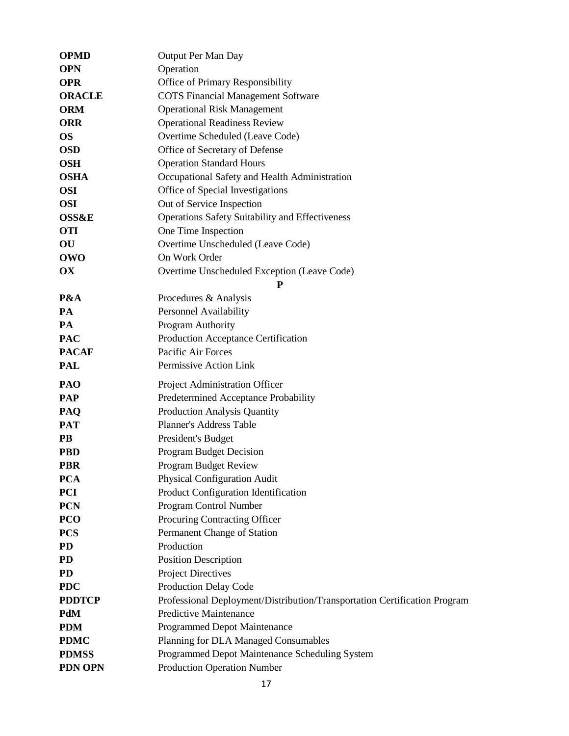| | |
|---|---|
| **OPMD** | Output Per Man Day |
| **OPN** | Operation |
| **OPR** | Office of Primary Responsibility |
| **ORACLE** | COTS Financial Management Software |
| **ORM** | Operational Risk Management |
| **ORR** | Operational Readiness Review |
| **OS** | Overtime Scheduled (Leave Code) |
| **OSD** | Office of Secretary of Defense |
| **OSH** | Operation Standard Hours |
| **OSHA** | Occupational Safety and Health Administration |
| **OSI** | Office of Special Investigations |
| **OSI** | Out of Service Inspection |
| **OSS&E** | Operations Safety Suitability and Effectiveness |
| **OTI** | One Time Inspection |
| **OU** | Overtime Unscheduled (Leave Code) |
| **OWO** | On Work Order |
| **OX** | Overtime Unscheduled Exception (Leave Code) |

**P**

| | |
|---|---|
| **P&A** | Procedures & Analysis |
| **PA** | Personnel Availability |
| **PA** | Program Authority |
| **PAC** | Production Acceptance Certification |
| **PACAF** | Pacific Air Forces |
| **PAL** | Permissive Action Link |
| **PAO** | Project Administration Officer |
| **PAP** | Predetermined Acceptance Probability |
| **PAQ** | Production Analysis Quantity |
| **PAT** | Planner's Address Table |
| **PB** | President's Budget |
| **PBD** | Program Budget Decision |
| **PBR** | Program Budget Review |
| **PCA** | Physical Configuration Audit |
| **PCI** | Product Configuration Identification |
| **PCN** | Program Control Number |
| **PCO** | Procuring Contracting Officer |
| **PCS** | Permanent Change of Station |
| **PD** | Production |
| **PD** | Position Description |
| **PD** | Project Directives |
| **PDC** | Production Delay Code |
| **PDDTCP** | Professional Deployment/Distribution/Transportation Certification Program |
| **PdM** | Predictive Maintenance |
| **PDM** | Programmed Depot Maintenance |
| **PDMC** | Planning for DLA Managed Consumables |
| **PDMSS** | Programmed Depot Maintenance Scheduling System |
| **PDN OPN** | Production Operation Number |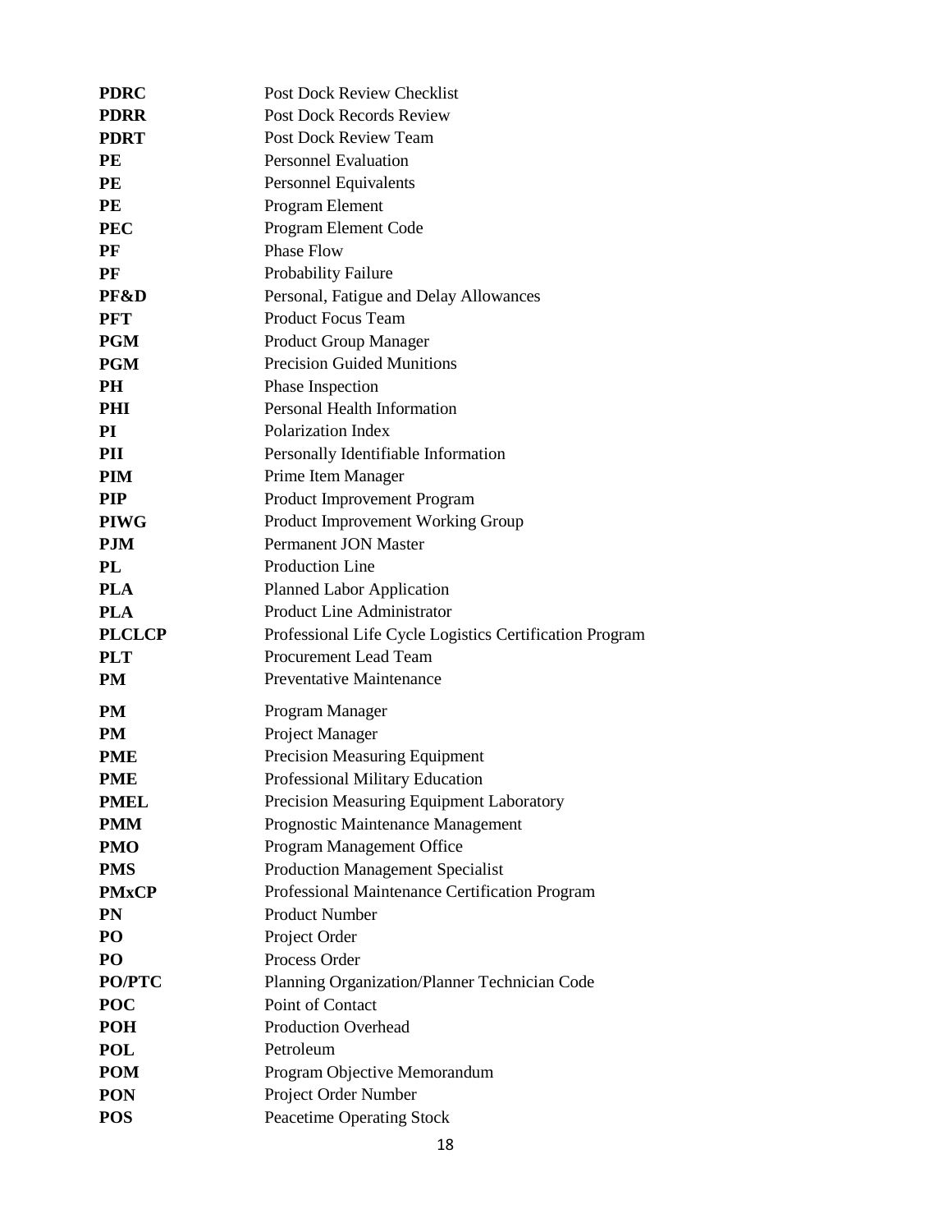| | |
|---|---|
| **PDRC** | Post Dock Review Checklist |
| **PDRR** | Post Dock Records Review |
| **PDRT** | Post Dock Review Team |
| **PE** | Personnel Evaluation |
| **PE** | Personnel Equivalents |
| **PE** | Program Element |
| **PEC** | Program Element Code |
| **PF** | Phase Flow |
| **PF** | Probability Failure |
| **PF&D** | Personal, Fatigue and Delay Allowances |
| **PFT** | Product Focus Team |
| **PGM** | Product Group Manager |
| **PGM** | Precision Guided Munitions |
| **PH** | Phase Inspection |
| **PHI** | Personal Health Information |
| **PI** | Polarization Index |
| **PII** | Personally Identifiable Information |
| **PIM** | Prime Item Manager |
| **PIP** | Product Improvement Program |
| **PIWG** | Product Improvement Working Group |
| **PJM** | Permanent JON Master |
| **PL** | Production Line |
| **PLA** | Planned Labor Application |
| **PLA** | Product Line Administrator |
| **PLCLCP** | Professional Life Cycle Logistics Certification Program |
| **PLT** | Procurement Lead Team |
| **PM** | Preventative Maintenance |
| **PM** | Program Manager |
| **PM** | Project Manager |
| **PME** | Precision Measuring Equipment |
| **PME** | Professional Military Education |
| **PMEL** | Precision Measuring Equipment Laboratory |
| **PMM** | Prognostic Maintenance Management |
| **PMO** | Program Management Office |
| **PMS** | Production Management Specialist |
| **PMxCP** | Professional Maintenance Certification Program |
| **PN** | Product Number |
| **PO** | Project Order |
| **PO** | Process Order |
| **PO/PTC** | Planning Organization/Planner Technician Code |
| **POC** | Point of Contact |
| **POH** | Production Overhead |
| **POL** | Petroleum |
| **POM** | Program Objective Memorandum |
| **PON** | Project Order Number |
| **POS** | Peacetime Operating Stock |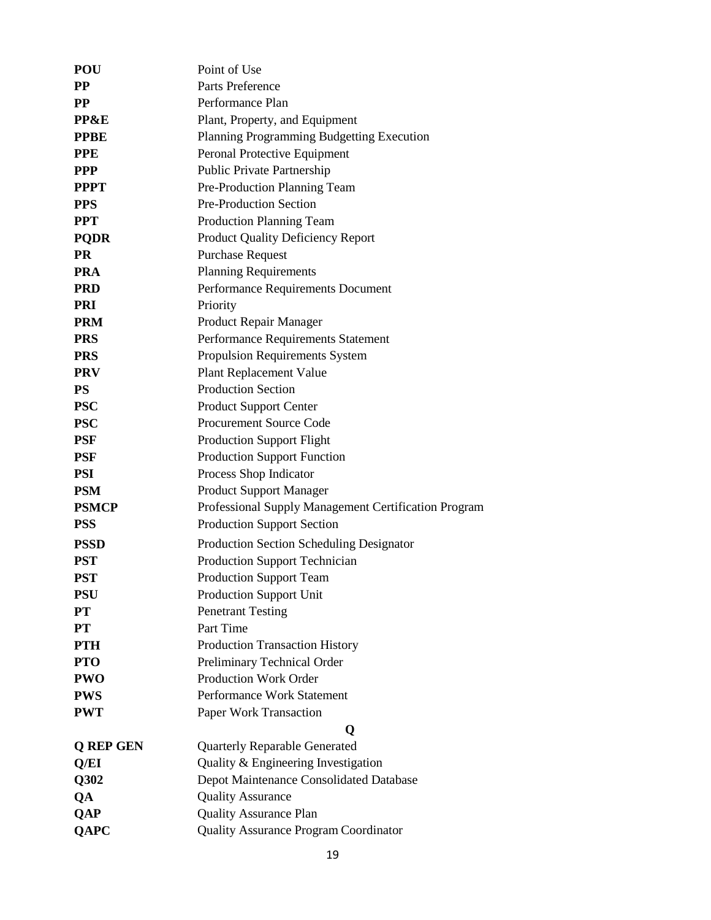| | |
|---|---|
| **POU** | Point of Use |
| **PP** | Parts Preference |
| **PP** | Performance Plan |
| **PP&E** | Plant, Property, and Equipment |
| **PPBE** | Planning Programming Budgetting Execution |
| **PPE** | Peronal Protective Equipment |
| **PPP** | Public Private Partnership |
| **PPPT** | Pre-Production Planning Team |
| **PPS** | Pre-Production Section |
| **PPT** | Production Planning Team |
| **PQDR** | Product Quality Deficiency Report |
| **PR** | Purchase Request |
| **PRA** | Planning Requirements |
| **PRD** | Performance Requirements Document |
| **PRI** | Priority |
| **PRM** | Product Repair Manager |
| **PRS** | Performance Requirements Statement |
| **PRS** | Propulsion Requirements System |
| **PRV** | Plant Replacement Value |
| **PS** | Production Section |
| **PSC** | Product Support Center |
| **PSC** | Procurement Source Code |
| **PSF** | Production Support Flight |
| **PSF** | Production Support Function |
| **PSI** | Process Shop Indicator |
| **PSM** | Product Support Manager |
| **PSMCP** | Professional Supply Management Certification Program |
| **PSS** | Production Support Section |
| **PSSD** | Production Section Scheduling Designator |
| **PST** | Production Support Technician |
| **PST** | Production Support Team |
| **PSU** | Production Support Unit |
| **PT** | Penetrant Testing |
| **PT** | Part Time |
| **PTH** | Production Transaction History |
| **PTO** | Preliminary Technical Order |
| **PWO** | Production Work Order |
| **PWS** | Performance Work Statement |
| **PWT** | Paper Work Transaction |

## Q

| | |
|---|---|
| **Q REP GEN** | Quarterly Reparable Generated |
| **Q/EI** | Quality & Engineering Investigation |
| **Q302** | Depot Maintenance Consolidated Database |
| **QA** | Quality Assurance |
| **QAP** | Quality Assurance Plan |
| **QAPC** | Quality Assurance Program Coordinator |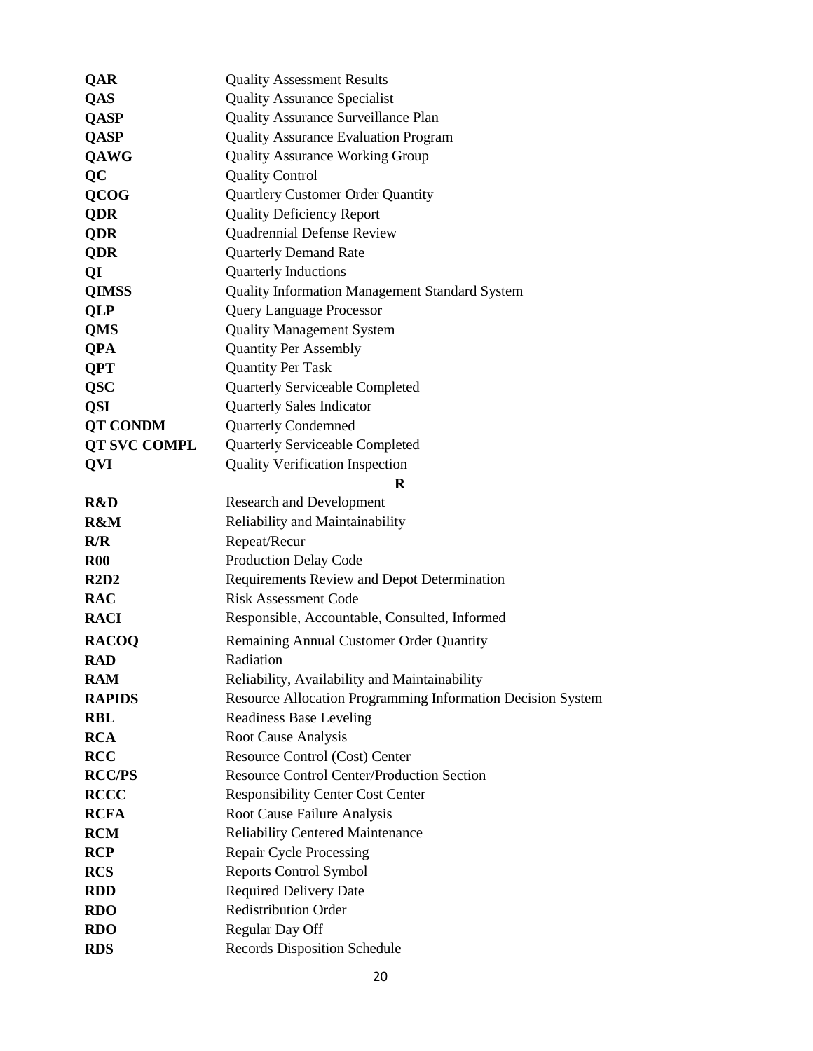| | |
|---|---|
| **QAR** | Quality Assessment Results |
| **QAS** | Quality Assurance Specialist |
| **QASP** | Quality Assurance Surveillance Plan |
| **QASP** | Quality Assurance Evaluation Program |
| **QAWG** | Quality Assurance Working Group |
| **QC** | Quality Control |
| **QCOG** | Quartlery Customer Order Quantity |
| **QDR** | Quality Deficiency Report |
| **QDR** | Quadrennial Defense Review |
| **QDR** | Quarterly Demand Rate |
| **QI** | Quarterly Inductions |
| **QIMSS** | Quality Information Management Standard System |
| **QLP** | Query Language Processor |
| **QMS** | Quality Management System |
| **QPA** | Quantity Per Assembly |
| **QPT** | Quantity Per Task |
| **QSC** | Quarterly Serviceable Completed |
| **QSI** | Quarterly Sales Indicator |
| **QT CONDM** | Quarterly Condemned |
| **QT SVC COMPL** | Quarterly Serviceable Completed |
| **QVI** | Quality Verification Inspection |

**R**

| | |
|---|---|
| **R&D** | Research and Development |
| **R&M** | Reliability and Maintainability |
| **R/R** | Repeat/Recur |
| **R00** | Production Delay Code |
| **R2D2** | Requirements Review and Depot Determination |
| **RAC** | Risk Assessment Code |
| **RACI** | Responsible, Accountable, Consulted, Informed |
| **RACOQ** | Remaining Annual Customer Order Quantity |
| **RAD** | Radiation |
| **RAM** | Reliability, Availability and Maintainability |
| **RAPIDS** | Resource Allocation Programming Information Decision System |
| **RBL** | Readiness Base Leveling |
| **RCA** | Root Cause Analysis |
| **RCC** | Resource Control (Cost) Center |
| **RCC/PS** | Resource Control Center/Production Section |
| **RCCC** | Responsibility Center Cost Center |
| **RCFA** | Root Cause Failure Analysis |
| **RCM** | Reliability Centered Maintenance |
| **RCP** | Repair Cycle Processing |
| **RCS** | Reports Control Symbol |
| **RDD** | Required Delivery Date |
| **RDO** | Redistribution Order |
| **RDO** | Regular Day Off |
| **RDS** | Records Disposition Schedule |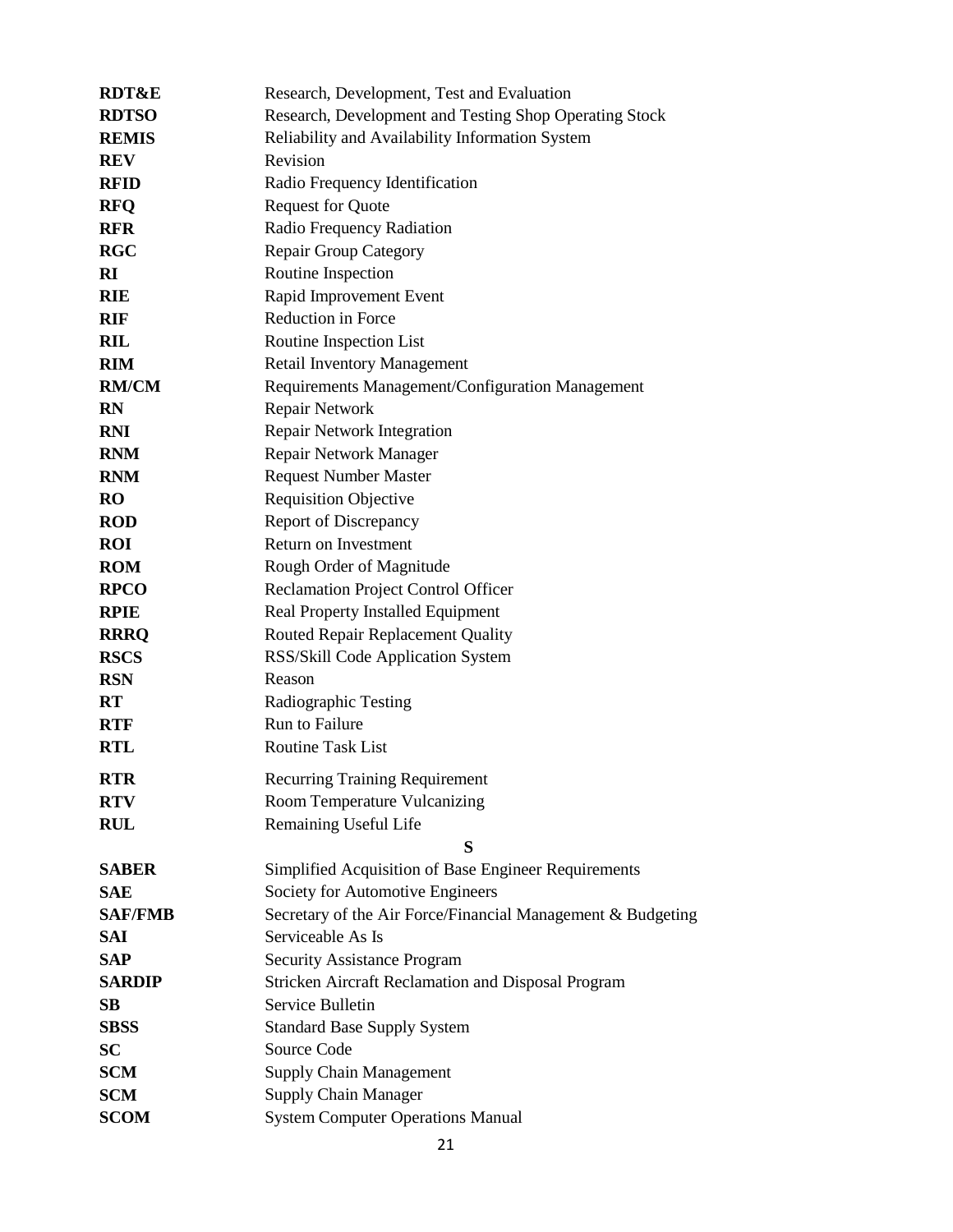| | |
|---|---|
| **RDT&E** | Research, Development, Test and Evaluation |
| **RDTSO** | Research, Development and Testing Shop Operating Stock |
| **REMIS** | Reliability and Availability Information System |
| **REV** | Revision |
| **RFID** | Radio Frequency Identification |
| **RFQ** | Request for Quote |
| **RFR** | Radio Frequency Radiation |
| **RGC** | Repair Group Category |
| **RI** | Routine Inspection |
| **RIE** | Rapid Improvement Event |
| **RIF** | Reduction in Force |
| **RIL** | Routine Inspection List |
| **RIM** | Retail Inventory Management |
| **RM/CM** | Requirements Management/Configuration Management |
| **RN** | Repair Network |
| **RNI** | Repair Network Integration |
| **RNM** | Repair Network Manager |
| **RNM** | Request Number Master |
| **RO** | Requisition Objective |
| **ROD** | Report of Discrepancy |
| **ROI** | Return on Investment |
| **ROM** | Rough Order of Magnitude |
| **RPCO** | Reclamation Project Control Officer |
| **RPIE** | Real Property Installed Equipment |
| **RRRQ** | Routed Repair Replacement Quality |
| **RSCS** | RSS/Skill Code Application System |
| **RSN** | Reason |
| **RT** | Radiographic Testing |
| **RTF** | Run to Failure |
| **RTL** | Routine Task List |
| **RTR** | Recurring Training Requirement |
| **RTV** | Room Temperature Vulcanizing |
| **RUL** | Remaining Useful Life |

**S**

| | |
|---|---|
| **SABER** | Simplified Acquisition of Base Engineer Requirements |
| **SAE** | Society for Automotive Engineers |
| **SAF/FMB** | Secretary of the Air Force/Financial Management & Budgeting |
| **SAI** | Serviceable As Is |
| **SAP** | Security Assistance Program |
| **SARDIP** | Stricken Aircraft Reclamation and Disposal Program |
| **SB** | Service Bulletin |
| **SBSS** | Standard Base Supply System |
| **SC** | Source Code |
| **SCM** | Supply Chain Management |
| **SCM** | Supply Chain Manager |
| **SCOM** | System Computer Operations Manual |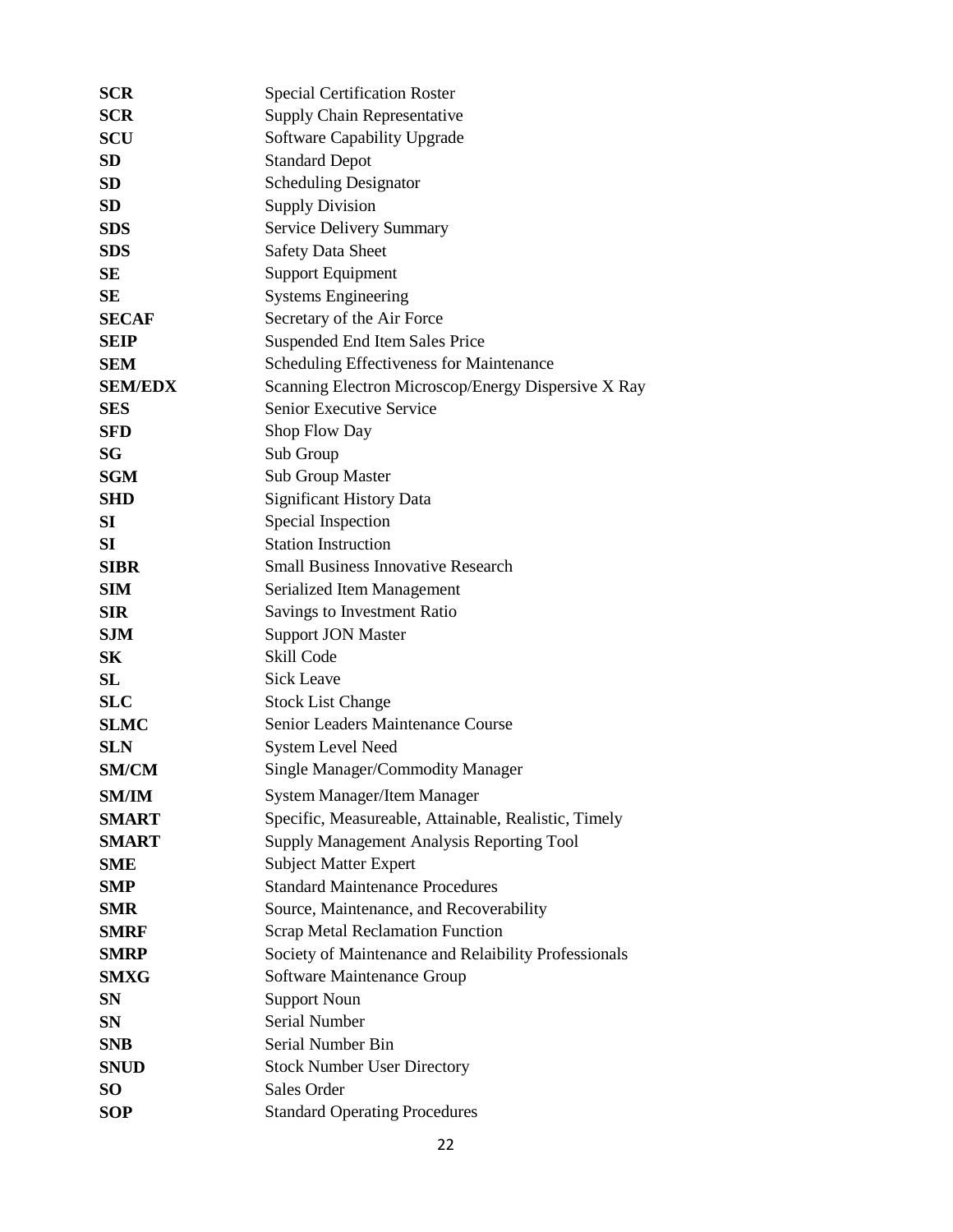| | |
|---|---|
| **SCR** | Special Certification Roster |
| **SCR** | Supply Chain Representative |
| **SCU** | Software Capability Upgrade |
| **SD** | Standard Depot |
| **SD** | Scheduling Designator |
| **SD** | Supply Division |
| **SDS** | Service Delivery Summary |
| **SDS** | Safety Data Sheet |
| **SE** | Support Equipment |
| **SE** | Systems Engineering |
| **SECAF** | Secretary of the Air Force |
| **SEIP** | Suspended End Item Sales Price |
| **SEM** | Scheduling Effectiveness for Maintenance |
| **SEM/EDX** | Scanning Electron Microscop/Energy Dispersive X Ray |
| **SES** | Senior Executive Service |
| **SFD** | Shop Flow Day |
| **SG** | Sub Group |
| **SGM** | Sub Group Master |
| **SHD** | Significant History Data |
| **SI** | Special Inspection |
| **SI** | Station Instruction |
| **SIBR** | Small Business Innovative Research |
| **SIM** | Serialized Item Management |
| **SIR** | Savings to Investment Ratio |
| **SJM** | Support JON Master |
| **SK** | Skill Code |
| **SL** | Sick Leave |
| **SLC** | Stock List Change |
| **SLMC** | Senior Leaders Maintenance Course |
| **SLN** | System Level Need |
| **SM/CM** | Single Manager/Commodity Manager |
| **SM/IM** | System Manager/Item Manager |
| **SMART** | Specific, Measureable, Attainable, Realistic, Timely |
| **SMART** | Supply Management Analysis Reporting Tool |
| **SME** | Subject Matter Expert |
| **SMP** | Standard Maintenance Procedures |
| **SMR** | Source, Maintenance, and Recoverability |
| **SMRF** | Scrap Metal Reclamation Function |
| **SMRP** | Society of Maintenance and Relaibility Professionals |
| **SMXG** | Software Maintenance Group |
| **SN** | Support Noun |
| **SN** | Serial Number |
| **SNB** | Serial Number Bin |
| **SNUD** | Stock Number User Directory |
| **SO** | Sales Order |
| **SOP** | Standard Operating Procedures |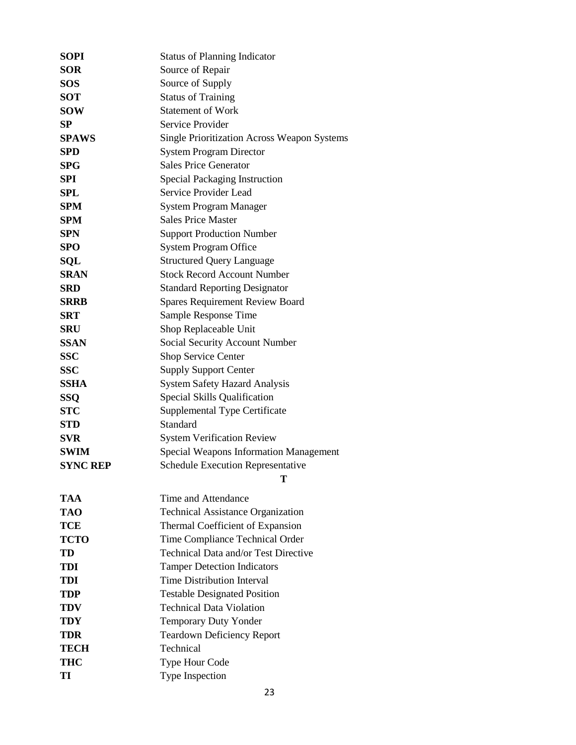| | |
|---|---|
| **SOPI** | Status of Planning Indicator |
| **SOR** | Source of Repair |
| **SOS** | Source of Supply |
| **SOT** | Status of Training |
| **SOW** | Statement of Work |
| **SP** | Service Provider |
| **SPAWS** | Single Prioritization Across Weapon Systems |
| **SPD** | System Program Director |
| **SPG** | Sales Price Generator |
| **SPI** | Special Packaging Instruction |
| **SPL** | Service Provider Lead |
| **SPM** | System Program Manager |
| **SPM** | Sales Price Master |
| **SPN** | Support Production Number |
| **SPO** | System Program Office |
| **SQL** | Structured Query Language |
| **SRAN** | Stock Record Account Number |
| **SRD** | Standard Reporting Designator |
| **SRRB** | Spares Requirement Review Board |
| **SRT** | Sample Response Time |
| **SRU** | Shop Replaceable Unit |
| **SSAN** | Social Security Account Number |
| **SSC** | Shop Service Center |
| **SSC** | Supply Support Center |
| **SSHA** | System Safety Hazard Analysis |
| **SSQ** | Special Skills Qualification |
| **STC** | Supplemental Type Certificate |
| **STD** | Standard |
| **SVR** | System Verification Review |
| **SWIM** | Special Weapons Information Management |
| **SYNC REP** | Schedule Execution Representative |

**T**

| | |
|---|---|
| **TAA** | Time and Attendance |
| **TAO** | Technical Assistance Organization |
| **TCE** | Thermal Coefficient of Expansion |
| **TCTO** | Time Compliance Technical Order |
| **TD** | Technical Data and/or Test Directive |
| **TDI** | Tamper Detection Indicators |
| **TDI** | Time Distribution Interval |
| **TDP** | Testable Designated Position |
| **TDV** | Technical Data Violation |
| **TDY** | Temporary Duty Yonder |
| **TDR** | Teardown Deficiency Report |
| **TECH** | Technical |
| **THC** | Type Hour Code |
| **TI** | Type Inspection |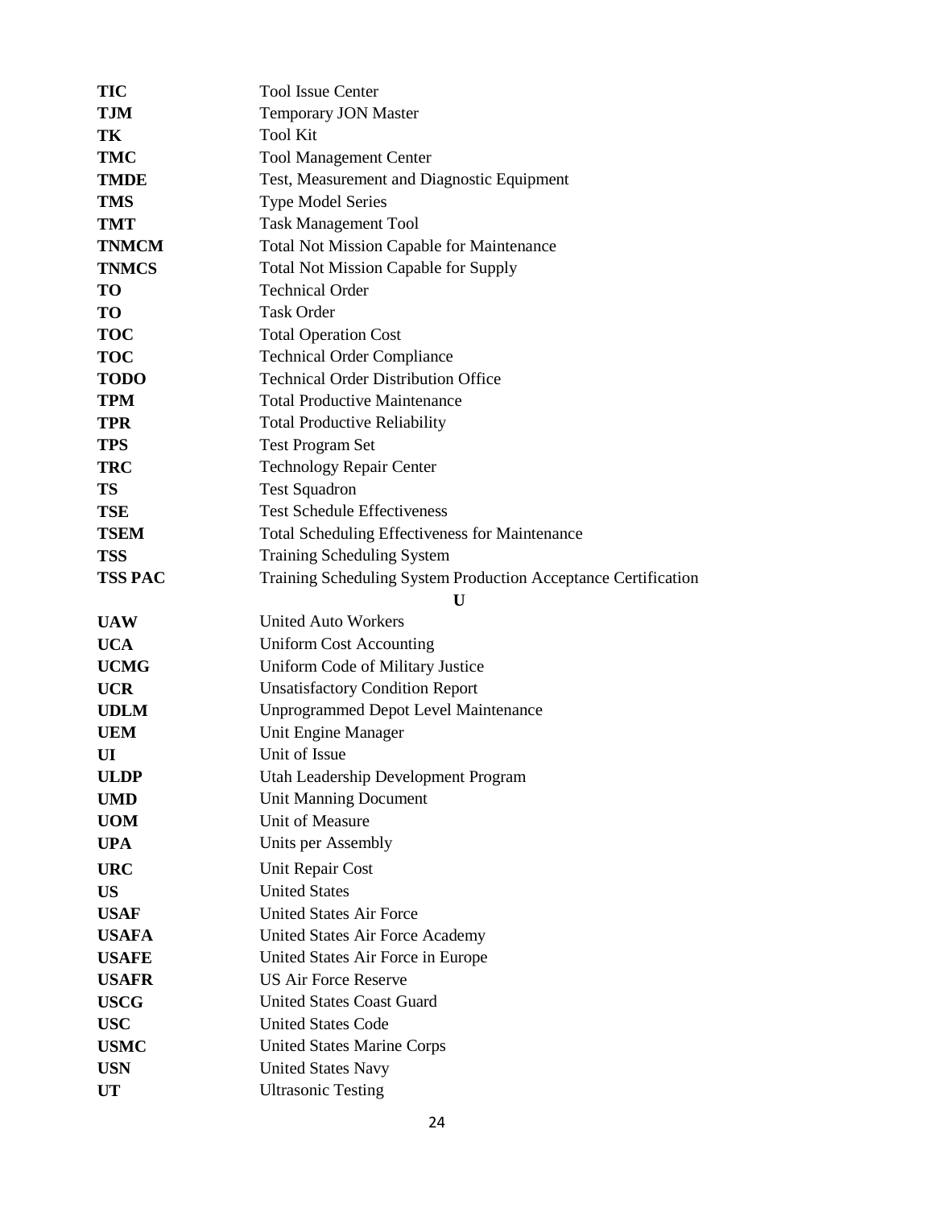| | |
|---|---|
| **TIC** | Tool Issue Center |
| **TJM** | Temporary JON Master |
| **TK** | Tool Kit |
| **TMC** | Tool Management Center |
| **TMDE** | Test, Measurement and Diagnostic Equipment |
| **TMS** | Type Model Series |
| **TMT** | Task Management Tool |
| **TNMCM** | Total Not Mission Capable for Maintenance |
| **TNMCS** | Total Not Mission Capable for Supply |
| **TO** | Technical Order |
| **TO** | Task Order |
| **TOC** | Total Operation Cost |
| **TOC** | Technical Order Compliance |
| **TODO** | Technical Order Distribution Office |
| **TPM** | Total Productive Maintenance |
| **TPR** | Total Productive Reliability |
| **TPS** | Test Program Set |
| **TRC** | Technology Repair Center |
| **TS** | Test Squadron |
| **TSE** | Test Schedule Effectiveness |
| **TSEM** | Total Scheduling Effectiveness for Maintenance |
| **TSS** | Training Scheduling System |
| **TSS PAC** | Training Scheduling System Production Acceptance Certification |

**U**

| | |
|---|---|
| **UAW** | United Auto Workers |
| **UCA** | Uniform Cost Accounting |
| **UCMG** | Uniform Code of Military Justice |
| **UCR** | Unsatisfactory Condition Report |
| **UDLM** | Unprogrammed Depot Level Maintenance |
| **UEM** | Unit Engine Manager |
| **UI** | Unit of Issue |
| **ULDP** | Utah Leadership Development Program |
| **UMD** | Unit Manning Document |
| **UOM** | Unit of Measure |
| **UPA** | Units per Assembly |
| **URC** | Unit Repair Cost |
| **US** | United States |
| **USAF** | United States Air Force |
| **USAFA** | United States Air Force Academy |
| **USAFE** | United States Air Force in Europe |
| **USAFR** | US Air Force Reserve |
| **USCG** | United States Coast Guard |
| **USC** | United States Code |
| **USMC** | United States Marine Corps |
| **USN** | United States Navy |
| **UT** | Ultrasonic Testing |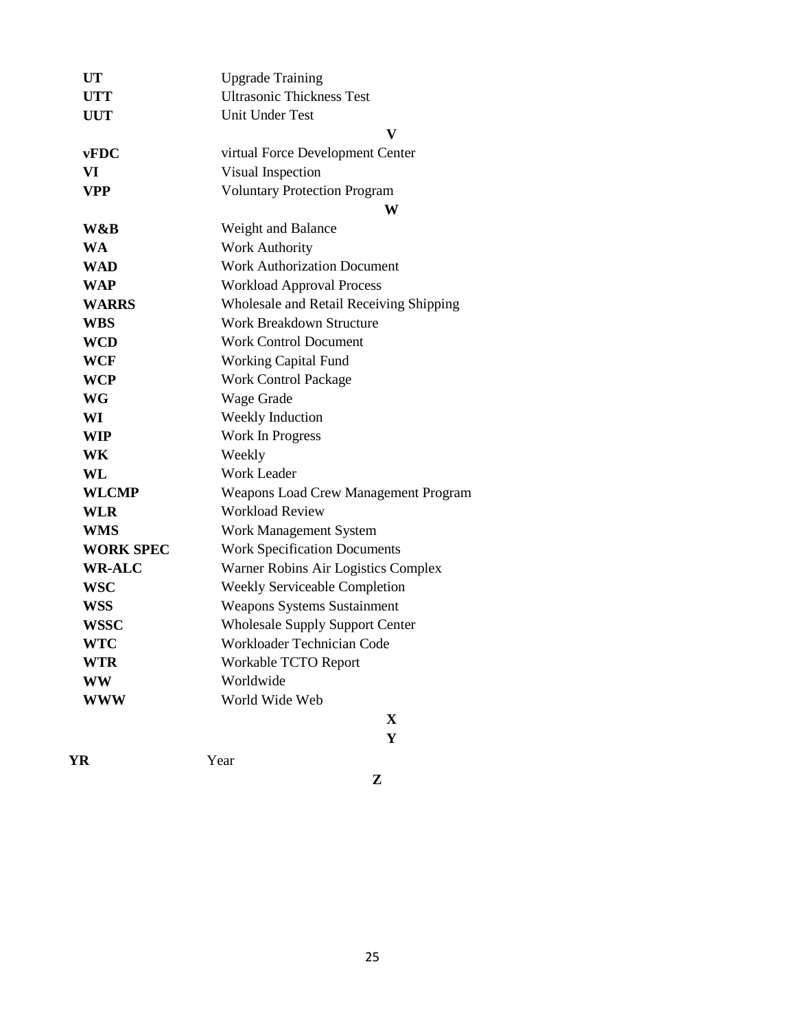| | |
|---|---|
| **UT** | Upgrade Training |
| **UTT** | Ultrasonic Thickness Test |
| **UUT** | Unit Under Test |
| | **V** |
| **vFDC** | virtual Force Development Center |
| **VI** | Visual Inspection |
| **VPP** | Voluntary Protection Program |
| | **W** |
| **W&B** | Weight and Balance |
| **WA** | Work Authority |
| **WAD** | Work Authorization Document |
| **WAP** | Workload Approval Process |
| **WARRS** | Wholesale and Retail Receiving Shipping |
| **WBS** | Work Breakdown Structure |
| **WCD** | Work Control Document |
| **WCF** | Working Capital Fund |
| **WCP** | Work Control Package |
| **WG** | Wage Grade |
| **WI** | Weekly Induction |
| **WIP** | Work In Progress |
| **WK** | Weekly |
| **WL** | Work Leader |
| **WLCMP** | Weapons Load Crew Management Program |
| **WLR** | Workload Review |
| **WMS** | Work Management System |
| **WORK SPEC** | Work Specification Documents |
| **WR-ALC** | Warner Robins Air Logistics Complex |
| **WSC** | Weekly Serviceable Completion |
| **WSS** | Weapons Systems Sustainment |
| **WSSC** | Wholesale Supply Support Center |
| **WTC** | Workloader Technician Code |
| **WTR** | Workable TCTO Report |
| **WW** | Worldwide |
| **WWW** | World Wide Web |
| | **X** |
| | **Y** |
| **YR** | Year |
| | **Z** |